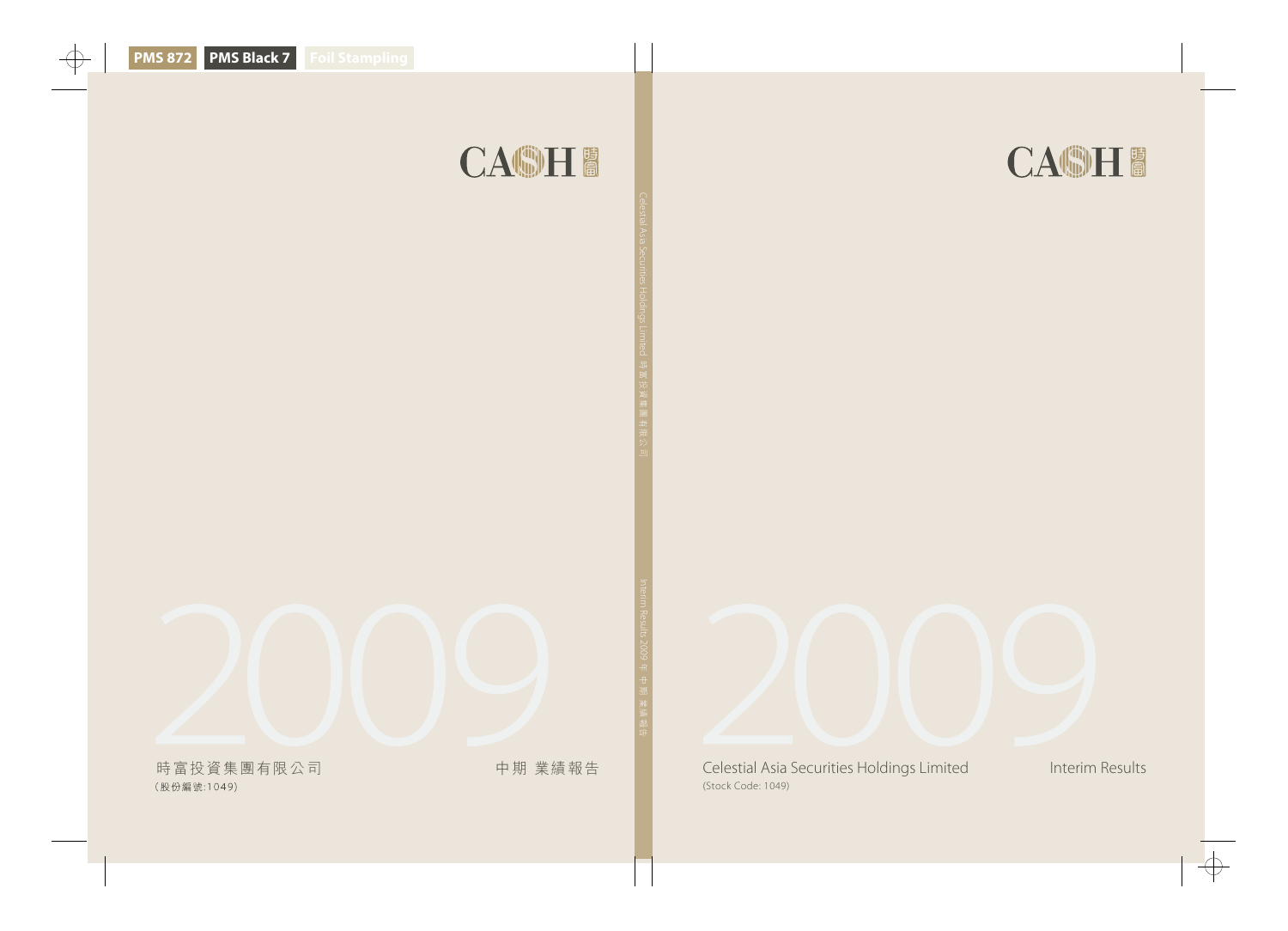CASH 時富

2009

時富投資集團有限公司
(股份編號:1049)

中期 業績報告

Celestial Asia Securities Holdings Limited 時富投資集團有限公司

Interim Results 2009年 中期 業績報告

CASH 時富

2009

Celestial Asia Securities Holdings Limited
(Stock Code: 1049)

Interim Results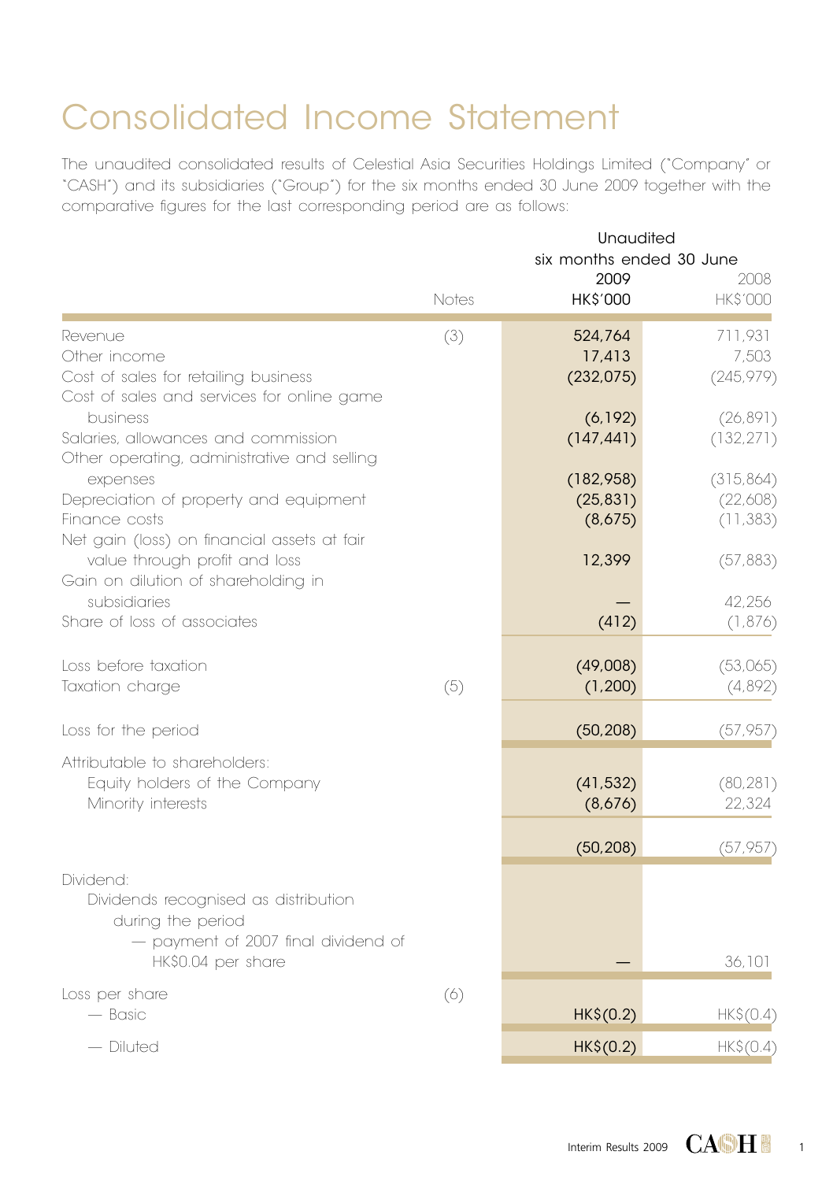# Consolidated Income Statement

The unaudited consolidated results of Celestial Asia Securities Holdings Limited ("Company" or "CASH") and its subsidiaries ("Group") for the six months ended 30 June 2009 together with the comparative figures for the last corresponding period are as follows:

| | Notes | Unaudited six months ended 30 June 2009 HK$'000 | 2008 HK$'000 |
|---|---|---|---|
| Revenue | (3) | 524,764 | 711,931 |
| Other income | | 17,413 | 7,503 |
| Cost of sales for retailing business | | (232,075) | (245,979) |
| Cost of sales and services for online game business | | (6,192) | (26,891) |
| Salaries, allowances and commission | | (147,441) | (132,271) |
| Other operating, administrative and selling expenses | | (182,958) | (315,864) |
| Depreciation of property and equipment | | (25,831) | (22,608) |
| Finance costs | | (8,675) | (11,383) |
| Net gain (loss) on financial assets at fair value through profit and loss | | 12,399 | (57,883) |
| Gain on dilution of shareholding in subsidiaries | | — | 42,256 |
| Share of loss of associates | | (412) | (1,876) |
| Loss before taxation | | (49,008) | (53,065) |
| Taxation charge | (5) | (1,200) | (4,892) |
| Loss for the period | | (50,208) | (57,957) |
| Attributable to shareholders: | | | |
| Equity holders of the Company | | (41,532) | (80,281) |
| Minority interests | | (8,676) | 22,324 |
| | | (50,208) | (57,957) |
| Dividend: | | | |
| Dividends recognised as distribution during the period — payment of 2007 final dividend of HK$0.04 per share | | — | 36,101 |
| Loss per share | (6) | | |
| — Basic | | HK$(0.2) | HK$(0.4) |
| — Diluted | | HK$(0.2) | HK$(0.4) |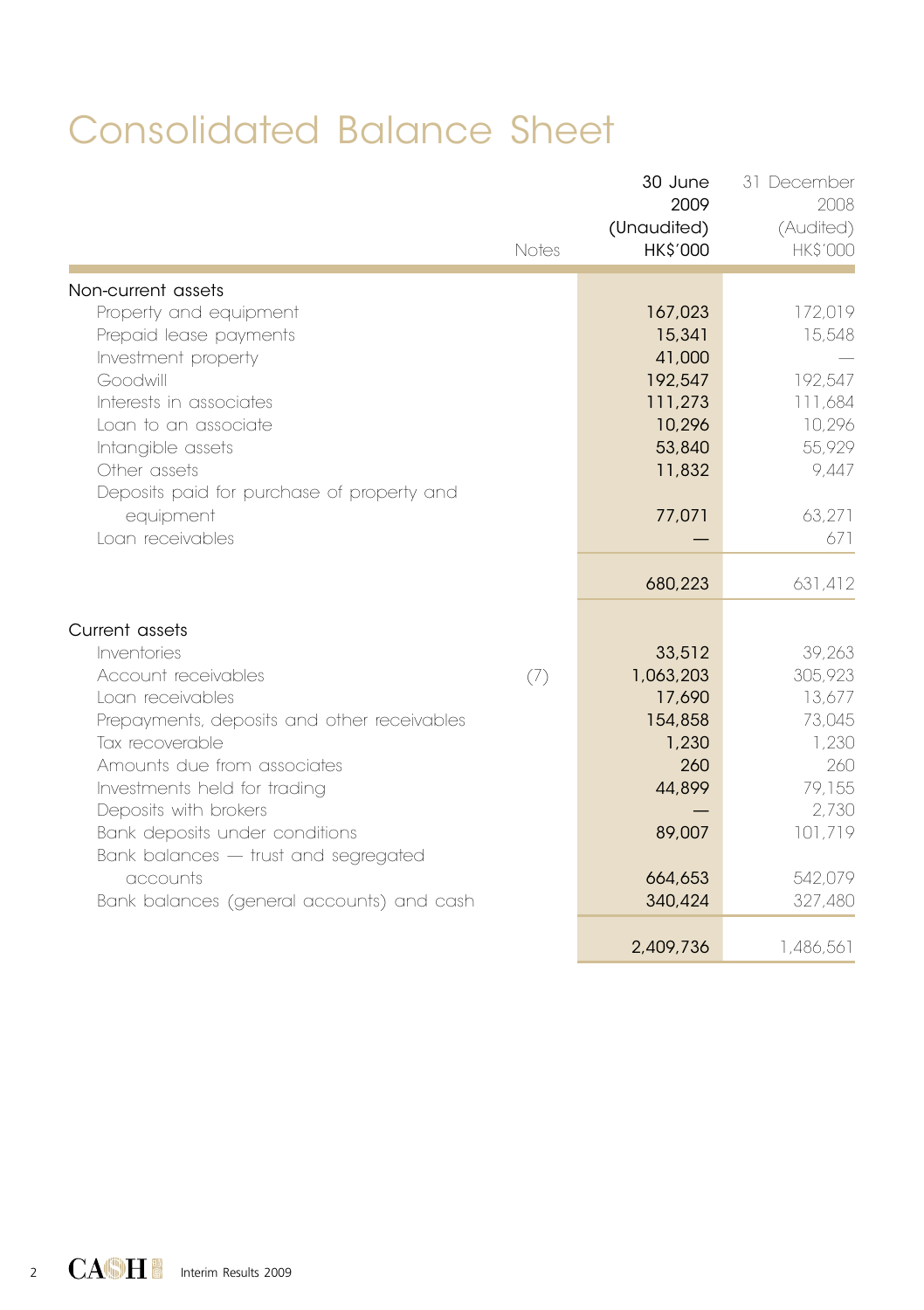# Consolidated Balance Sheet

| | Notes | 30 June 2009 (Unaudited) HK$'000 | 31 December 2008 (Audited) HK$'000 |
|---|---|---|---|
| **Non-current assets** | | | |
| Property and equipment | | 167,023 | 172,019 |
| Prepaid lease payments | | 15,341 | 15,548 |
| Investment property | | 41,000 | — |
| Goodwill | | 192,547 | 192,547 |
| Interests in associates | | 111,273 | 111,684 |
| Loan to an associate | | 10,296 | 10,296 |
| Intangible assets | | 53,840 | 55,929 |
| Other assets | | 11,832 | 9,447 |
| Deposits paid for purchase of property and equipment | | 77,071 | 63,271 |
| Loan receivables | | — | 671 |
| | | 680,223 | 631,412 |
| **Current assets** | | | |
| Inventories | | 33,512 | 39,263 |
| Account receivables | (7) | 1,063,203 | 305,923 |
| Loan receivables | | 17,690 | 13,677 |
| Prepayments, deposits and other receivables | | 154,858 | 73,045 |
| Tax recoverable | | 1,230 | 1,230 |
| Amounts due from associates | | 260 | 260 |
| Investments held for trading | | 44,899 | 79,155 |
| Deposits with brokers | | — | 2,730 |
| Bank deposits under conditions | | 89,007 | 101,719 |
| Bank balances — trust and segregated accounts | | 664,653 | 542,079 |
| Bank balances (general accounts) and cash | | 340,424 | 327,480 |
| | | 2,409,736 | 1,486,561 |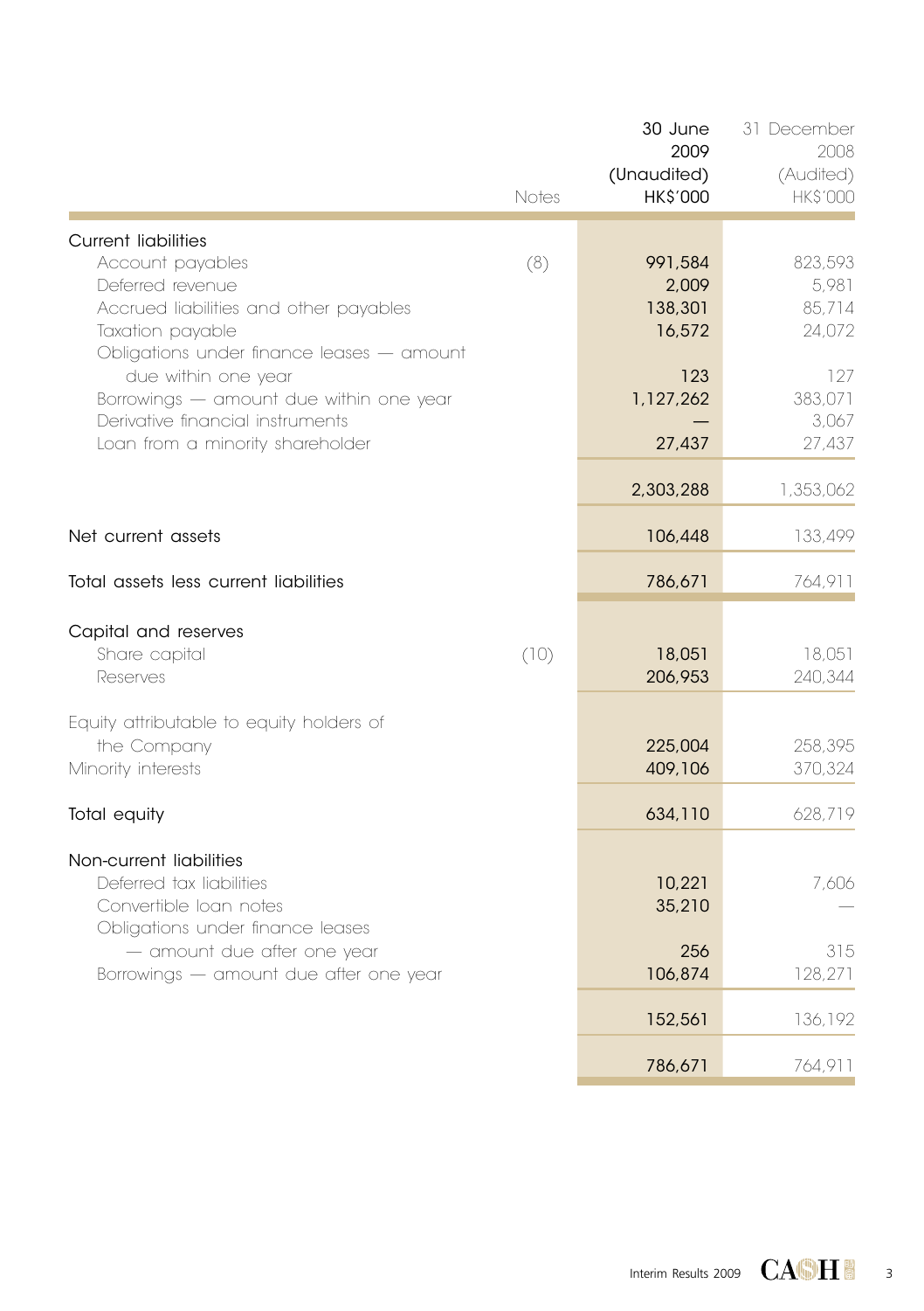| | Notes | 30 June 2009 (Unaudited) HK$'000 | 31 December 2008 (Audited) HK$'000 |
|---|---|---|---|
| **Current liabilities** | | | |
| Account payables | (8) | 991,584 | 823,593 |
| Deferred revenue | | 2,009 | 5,981 |
| Accrued liabilities and other payables | | 138,301 | 85,714 |
| Taxation payable | | 16,572 | 24,072 |
| Obligations under finance leases — amount due within one year | | 123 | 127 |
| Borrowings — amount due within one year | | 1,127,262 | 383,071 |
| Derivative financial instruments | | — | 3,067 |
| Loan from a minority shareholder | | 27,437 | 27,437 |
| | | 2,303,288 | 1,353,062 |
| **Net current assets** | | 106,448 | 133,499 |
| **Total assets less current liabilities** | | 786,671 | 764,911 |
| **Capital and reserves** | | | |
| Share capital | (10) | 18,051 | 18,051 |
| Reserves | | 206,953 | 240,344 |
| Equity attributable to equity holders of the Company | | 225,004 | 258,395 |
| Minority interests | | 409,106 | 370,324 |
| **Total equity** | | 634,110 | 628,719 |
| **Non-current liabilities** | | | |
| Deferred tax liabilities | | 10,221 | 7,606 |
| Convertible loan notes | | 35,210 | — |
| Obligations under finance leases — amount due after one year | | 256 | 315 |
| Borrowings — amount due after one year | | 106,874 | 128,271 |
| | | 152,561 | 136,192 |
| | | 786,671 | 764,911 |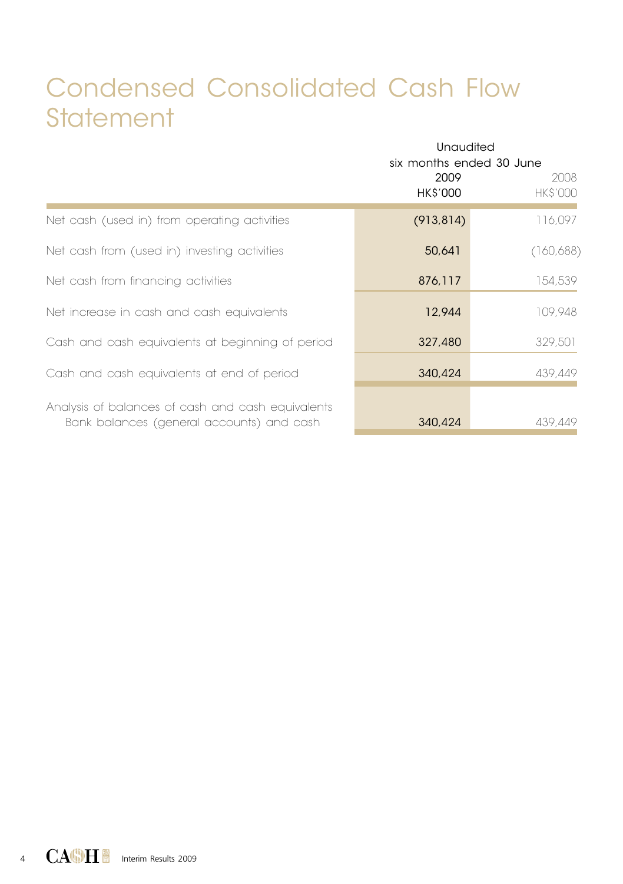# Condensed Consolidated Cash Flow Statement

| | Unaudited six months ended 30 June | |
|---|---|---|
| | 2009 | 2008 |
| | HK$'000 | HK$'000 |
| Net cash (used in) from operating activities | (913,814) | 116,097 |
| Net cash from (used in) investing activities | 50,641 | (160,688) |
| Net cash from financing activities | 876,117 | 154,539 |
| Net increase in cash and cash equivalents | 12,944 | 109,948 |
| Cash and cash equivalents at beginning of period | 327,480 | 329,501 |
| Cash and cash equivalents at end of period | 340,424 | 439,449 |
| Analysis of balances of cash and cash equivalents | | |
| Bank balances (general accounts) and cash | 340,424 | 439,449 |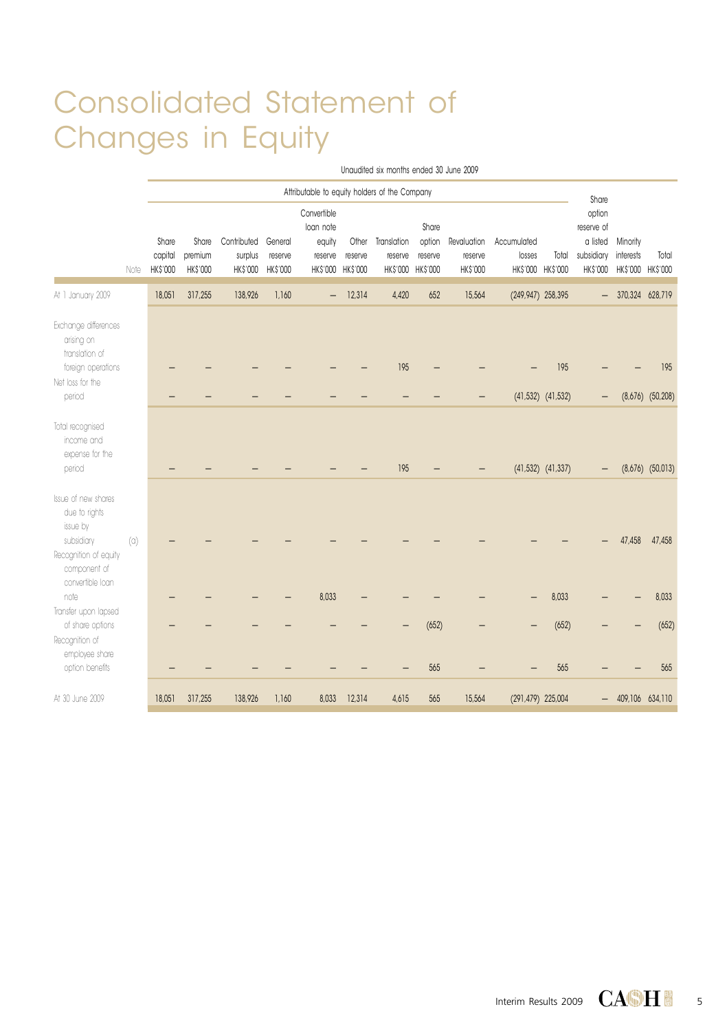# Consolidated Statement of Changes in Equity

Unaudited six months ended 30 June 2009

| | Note | Attributable to equity holders of the Company | | | | | | | | | | | Share option reserve of a listed subsidiary | Minority interests | Total |
|---|---|---|---|---|---|---|---|---|---|---|---|---|---|---|---|
| | | Share capital | Share premium | Contributed surplus | General reserve | Convertible loan note equity reserve | Other reserve | Translation reserve | Share option reserve | Revaluation reserve | Accumulated losses | Total | | | |
| | | HK$'000 | HK$'000 | HK$'000 | HK$'000 | HK$'000 | HK$'000 | HK$'000 | HK$'000 | HK$'000 | HK$'000 | HK$'000 | HK$'000 | HK$'000 | HK$'000 |
| At 1 January 2009 | | 18,051 | 317,255 | 138,926 | 1,160 | – | 12,314 | 4,420 | 652 | 15,564 | (249,947) | 258,395 | – | 370,324 | 628,719 |
| Exchange differences arising on translation of foreign operations | | – | – | – | – | – | – | 195 | – | – | – | 195 | – | – | 195 |
| Net loss for the period | | – | – | – | – | – | – | – | – | – | (41,532) | (41,532) | – | (8,676) | (50,208) |
| Total recognised income and expense for the period | | – | – | – | – | – | – | 195 | – | – | (41,532) | (41,337) | – | (8,676) | (50,013) |
| Issue of new shares due to rights issue by subsidiary | (a) | – | – | – | – | – | – | – | – | – | – | – | – | 47,458 | 47,458 |
| Recognition of equity component of convertible loan note | | – | – | – | – | 8,033 | – | – | – | – | – | 8,033 | – | – | 8,033 |
| Transfer upon lapsed of share options | | – | – | – | – | – | – | – | (652) | – | – | (652) | – | – | (652) |
| Recognition of employee share option benefits | | – | – | – | – | – | – | – | 565 | – | – | 565 | – | – | 565 |
| At 30 June 2009 | | 18,051 | 317,255 | 138,926 | 1,160 | 8,033 | 12,314 | 4,615 | 565 | 15,564 | (291,479) | 225,004 | – | 409,106 | 634,110 |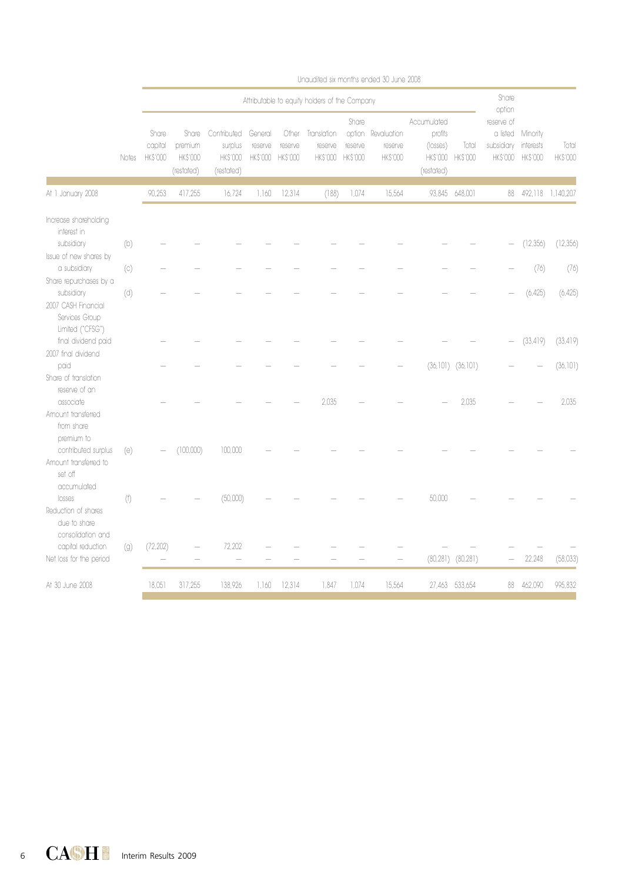Unaudited six months ended 30 June 2008

| | Notes | Attributable to equity holders of the Company | | | | | | | | | | Share option reserve of a listed subsidiary HK$'000 | Minority interests HK$'000 | Total HK$'000 |
|---|---|---|---|---|---|---|---|---|---|---|---|---|---|---|
| | | Share capital HK$'000 | Share premium HK$'000 (restated) | Contributed surplus HK$'000 (restated) | General reserve HK$'000 | Other reserve HK$'000 | Translation reserve HK$'000 | Share option reserve HK$'000 | Revaluation reserve HK$'000 | Accumulated profits (losses) HK$'000 (restated) | Total HK$'000 | | | |
| At 1 January 2008 | | 90,253 | 417,255 | 16,724 | 1,160 | 12,314 | (188) | 1,074 | 15,564 | 93,845 | 648,001 | 88 | 492,118 | 1,140,207 |
| Increase shareholding interest in subsidiary | (b) | – | – | – | – | – | – | – | – | – | – | – | (12,356) | (12,356) |
| Issue of new shares by a subsidiary | (c) | – | – | – | – | – | – | – | – | – | – | – | (76) | (76) |
| Share repurchases by a subsidiary | (d) | – | – | – | – | – | – | – | – | – | – | – | (6,425) | (6,425) |
| 2007 CASH Financial Services Group Limited ("CFSG") final dividend paid | | – | – | – | – | – | – | – | – | – | – | – | (33,419) | (33,419) |
| 2007 final dividend paid | | – | – | – | – | – | – | – | – | (36,101) | (36,101) | – | – | (36,101) |
| Share of translation reserve of an associate | | – | – | – | – | – | 2,035 | – | – | – | 2,035 | – | – | 2,035 |
| Amount transferred from share premium to contributed surplus | (e) | – | (100,000) | 100,000 | – | – | – | – | – | – | – | – | – | – |
| Amount transferred to set off accumulated losses | (f) | – | – | (50,000) | – | – | – | – | – | 50,000 | – | – | – | – |
| Reduction of shares due to share consolidation and capital reduction | (g) | (72,202) | – | 72,202 | – | – | – | – | – | – | – | – | – | – |
| Net loss for the period | | – | – | – | – | – | – | – | – | (80,281) | (80,281) | – | 22,248 | (58,033) |
| At 30 June 2008 | | 18,051 | 317,255 | 138,926 | 1,160 | 12,314 | 1,847 | 1,074 | 15,564 | 27,463 | 533,654 | 88 | 462,090 | 995,832 |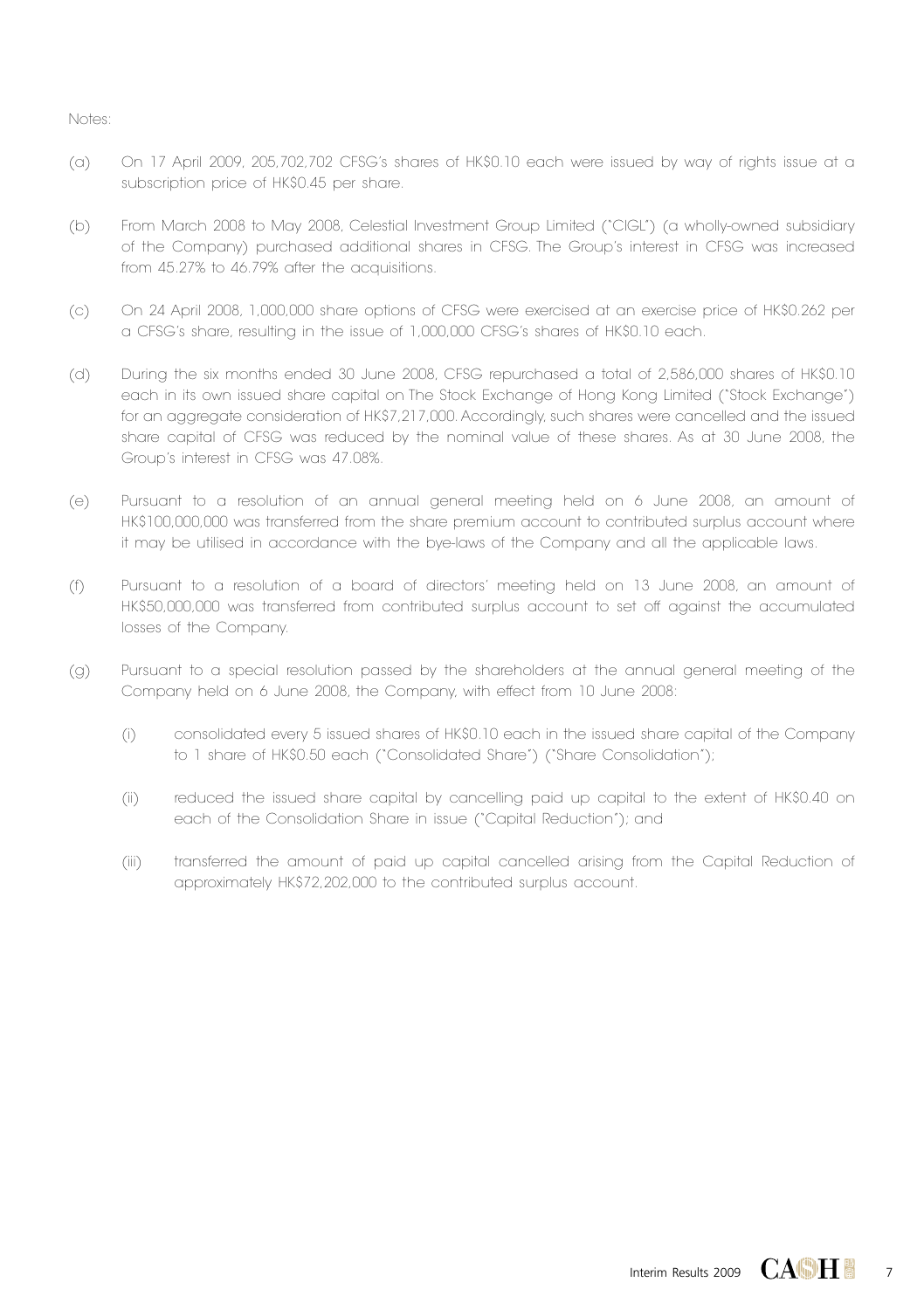Notes:

(a) On 17 April 2009, 205,702,702 CFSG's shares of HK$0.10 each were issued by way of rights issue at a subscription price of HK$0.45 per share.

(b) From March 2008 to May 2008, Celestial Investment Group Limited ("CIGL") (a wholly-owned subsidiary of the Company) purchased additional shares in CFSG. The Group's interest in CFSG was increased from 45.27% to 46.79% after the acquisitions.

(c) On 24 April 2008, 1,000,000 share options of CFSG were exercised at an exercise price of HK$0.262 per a CFSG's share, resulting in the issue of 1,000,000 CFSG's shares of HK$0.10 each.

(d) During the six months ended 30 June 2008, CFSG repurchased a total of 2,586,000 shares of HK$0.10 each in its own issued share capital on The Stock Exchange of Hong Kong Limited ("Stock Exchange") for an aggregate consideration of HK$7,217,000. Accordingly, such shares were cancelled and the issued share capital of CFSG was reduced by the nominal value of these shares. As at 30 June 2008, the Group's interest in CFSG was 47.08%.

(e) Pursuant to a resolution of an annual general meeting held on 6 June 2008, an amount of HK$100,000,000 was transferred from the share premium account to contributed surplus account where it may be utilised in accordance with the bye-laws of the Company and all the applicable laws.

(f) Pursuant to a resolution of a board of directors' meeting held on 13 June 2008, an amount of HK$50,000,000 was transferred from contributed surplus account to set off against the accumulated losses of the Company.

(g) Pursuant to a special resolution passed by the shareholders at the annual general meeting of the Company held on 6 June 2008, the Company, with effect from 10 June 2008:

    (i) consolidated every 5 issued shares of HK$0.10 each in the issued share capital of the Company to 1 share of HK$0.50 each ("Consolidated Share") ("Share Consolidation");

    (ii) reduced the issued share capital by cancelling paid up capital to the extent of HK$0.40 on each of the Consolidation Share in issue ("Capital Reduction"); and

    (iii) transferred the amount of paid up capital cancelled arising from the Capital Reduction of approximately HK$72,202,000 to the contributed surplus account.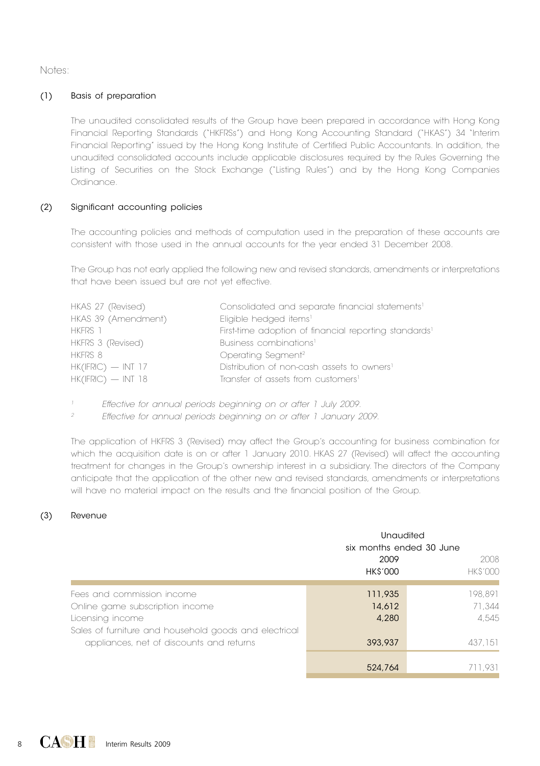Notes:

## (1) Basis of preparation

The unaudited consolidated results of the Group have been prepared in accordance with Hong Kong Financial Reporting Standards ("HKFRSs") and Hong Kong Accounting Standard ("HKAS") 34 "Interim Financial Reporting" issued by the Hong Kong Institute of Certified Public Accountants. In addition, the unaudited consolidated accounts include applicable disclosures required by the Rules Governing the Listing of Securities on the Stock Exchange ("Listing Rules") and by the Hong Kong Companies Ordinance.

## (2) Significant accounting policies

The accounting policies and methods of computation used in the preparation of these accounts are consistent with those used in the annual accounts for the year ended 31 December 2008.

The Group has not early applied the following new and revised standards, amendments or interpretations that have been issued but are not yet effective.

| | |
|---|---|
| HKAS 27 (Revised) | Consolidated and separate financial statements[1] |
| HKAS 39 (Amendment) | Eligible hedged items[1] |
| HKFRS 1 | First-time adoption of financial reporting standards[1] |
| HKFRS 3 (Revised) | Business combinations[1] |
| HKFRS 8 | Operating Segment[2] |
| HK(IFRIC) — INT 17 | Distribution of non-cash assets to owners[1] |
| HK(IFRIC) — INT 18 | Transfer of assets from customers[1] |

[1] *Effective for annual periods beginning on or after 1 July 2009.*

[2] *Effective for annual periods beginning on or after 1 January 2009.*

The application of HKFRS 3 (Revised) may affect the Group's accounting for business combination for which the acquisition date is on or after 1 January 2010. HKAS 27 (Revised) will affect the accounting treatment for changes in the Group's ownership interest in a subsidiary. The directors of the Company anticipate that the application of the other new and revised standards, amendments or interpretations will have no material impact on the results and the financial position of the Group.

## (3) Revenue

| | Unaudited six months ended 30 June | |
|---|---|---|
| | 2009 | 2008 |
| | HK$'000 | HK$'000 |
| Fees and commission income | 111,935 | 198,891 |
| Online game subscription income | 14,612 | 71,344 |
| Licensing income | 4,280 | 4,545 |
| Sales of furniture and household goods and electrical appliances, net of discounts and returns | 393,937 | 437,151 |
| | 524,764 | 711,931 |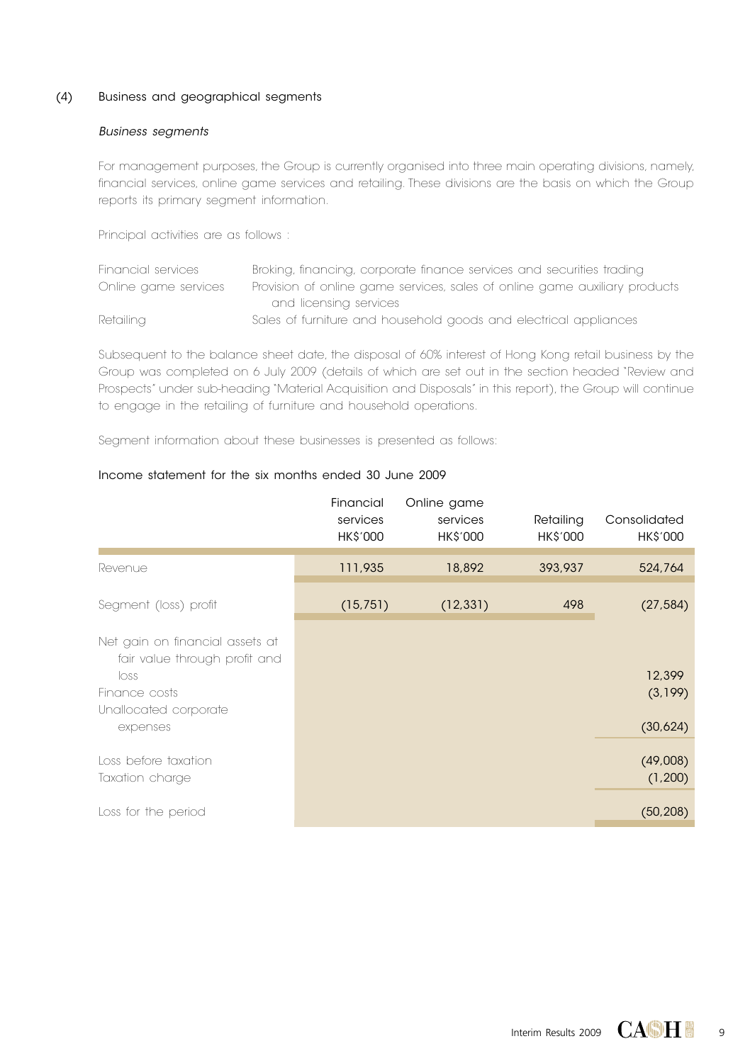## (4) Business and geographical segments

### *Business segments*

For management purposes, the Group is currently organised into three main operating divisions, namely, financial services, online game services and retailing. These divisions are the basis on which the Group reports its primary segment information.

Principal activities are as follows :

| | |
|---|---|
| Financial services | Broking, financing, corporate finance services and securities trading |
| Online game services | Provision of online game services, sales of online game auxiliary products and licensing services |
| Retailing | Sales of furniture and household goods and electrical appliances |

Subsequent to the balance sheet date, the disposal of 60% interest of Hong Kong retail business by the Group was completed on 6 July 2009 (details of which are set out in the section headed "Review and Prospects" under sub-heading "Material Acquisition and Disposals" in this report), the Group will continue to engage in the retailing of furniture and household operations.

Segment information about these businesses is presented as follows:

Income statement for the six months ended 30 June 2009

| | Financial services HK$'000 | Online game services HK$'000 | Retailing HK$'000 | Consolidated HK$'000 |
|---|---|---|---|---|
| Revenue | 111,935 | 18,892 | 393,937 | 524,764 |
| Segment (loss) profit | (15,751) | (12,331) | 498 | (27,584) |
| Net gain on financial assets at fair value through profit and loss | | | | 12,399 |
| Finance costs | | | | (3,199) |
| Unallocated corporate expenses | | | | (30,624) |
| Loss before taxation | | | | (49,008) |
| Taxation charge | | | | (1,200) |
| Loss for the period | | | | (50,208) |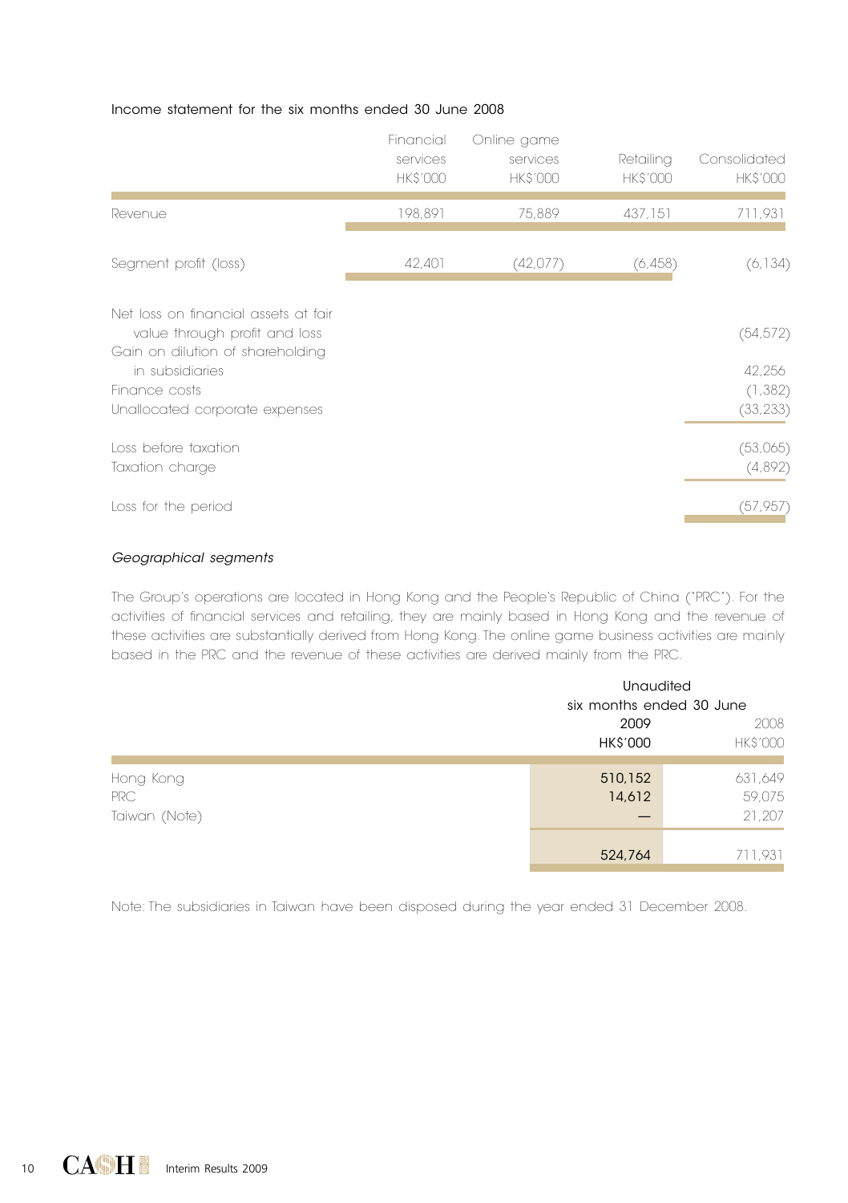Income statement for the six months ended 30 June 2008

| | Financial services HK$'000 | Online game services HK$'000 | Retailing HK$'000 | Consolidated HK$'000 |
|---|---|---|---|---|
| Revenue | 198,891 | 75,889 | 437,151 | 711,931 |
| Segment profit (loss) | 42,401 | (42,077) | (6,458) | (6,134) |
| Net loss on financial assets at fair value through profit and loss | | | | (54,572) |
| Gain on dilution of shareholding in subsidiaries | | | | 42,256 |
| Finance costs | | | | (1,382) |
| Unallocated corporate expenses | | | | (33,233) |
| Loss before taxation | | | | (53,065) |
| Taxation charge | | | | (4,892) |
| Loss for the period | | | | (57,957) |

*Geographical segments*

The Group's operations are located in Hong Kong and the People's Republic of China ("PRC"). For the activities of financial services and retailing, they are mainly based in Hong Kong and the revenue of these activities are substantially derived from Hong Kong. The online game business activities are mainly based in the PRC and the revenue of these activities are derived mainly from the PRC.

| | Unaudited six months ended 30 June | |
|---|---|---|
| | 2009 HK$'000 | 2008 HK$'000 |
| Hong Kong | 510,152 | 631,649 |
| PRC | 14,612 | 59,075 |
| Taiwan (Note) | — | 21,207 |
| | 524,764 | 711,931 |

Note: The subsidiaries in Taiwan have been disposed during the year ended 31 December 2008.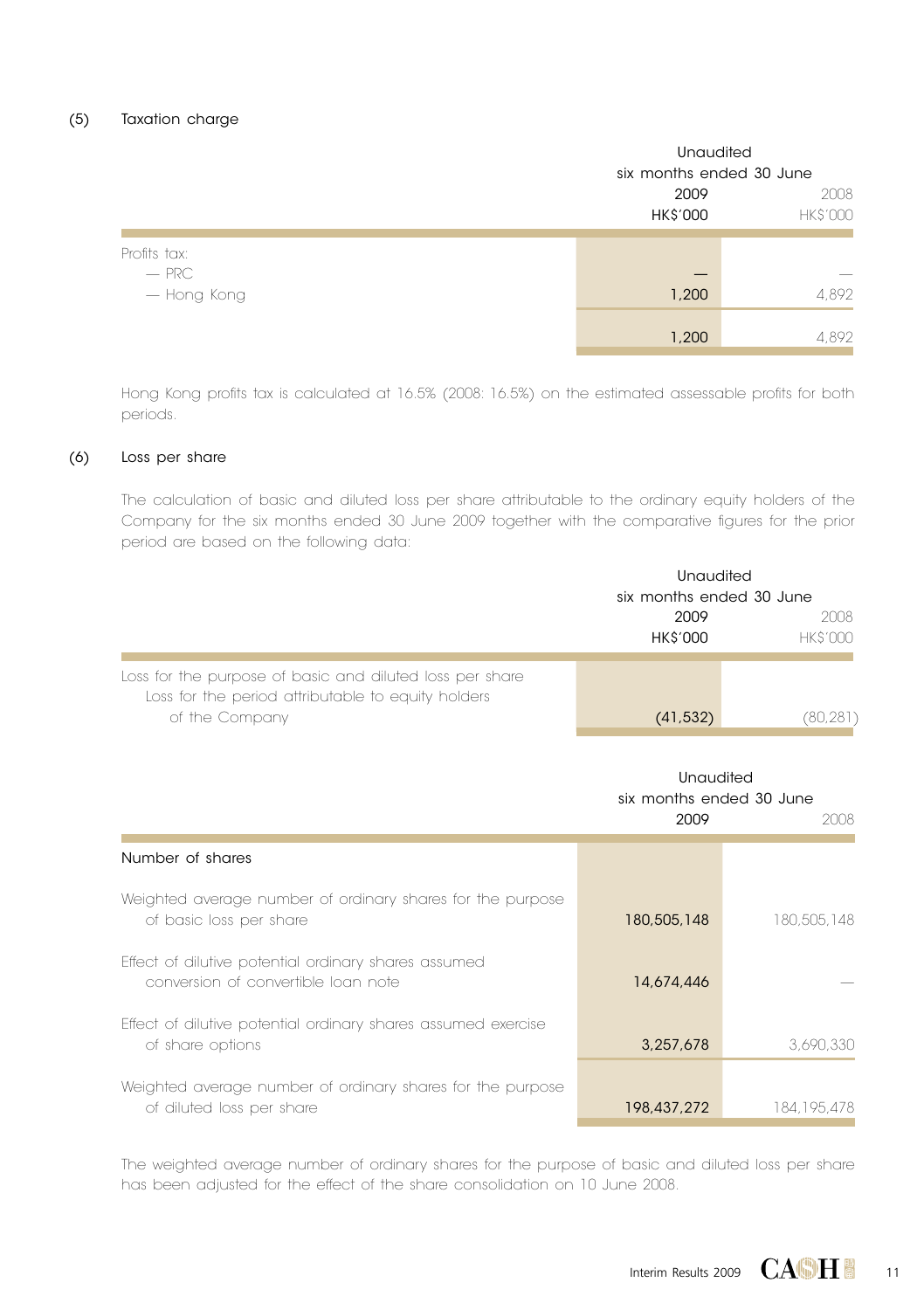## (5) Taxation charge

| | Unaudited six months ended 30 June | |
|---|---|---|
| | 2009 | 2008 |
| | HK$'000 | HK$'000 |
| Profits tax: | | |
| — PRC | — | — |
| — Hong Kong | 1,200 | 4,892 |
| | 1,200 | 4,892 |

Hong Kong profits tax is calculated at 16.5% (2008: 16.5%) on the estimated assessable profits for both periods.

## (6) Loss per share

The calculation of basic and diluted loss per share attributable to the ordinary equity holders of the Company for the six months ended 30 June 2009 together with the comparative figures for the prior period are based on the following data:

| | Unaudited six months ended 30 June | |
|---|---|---|
| | 2009 | 2008 |
| | HK$'000 | HK$'000 |
| Loss for the purpose of basic and diluted loss per share | | |
| Loss for the period attributable to equity holders of the Company | (41,532) | (80,281) |

| | Unaudited six months ended 30 June | |
|---|---|---|
| | 2009 | 2008 |
| **Number of shares** | | |
| Weighted average number of ordinary shares for the purpose of basic loss per share | 180,505,148 | 180,505,148 |
| Effect of dilutive potential ordinary shares assumed conversion of convertible loan note | 14,674,446 | — |
| Effect of dilutive potential ordinary shares assumed exercise of share options | 3,257,678 | 3,690,330 |
| Weighted average number of ordinary shares for the purpose of diluted loss per share | 198,437,272 | 184,195,478 |

The weighted average number of ordinary shares for the purpose of basic and diluted loss per share has been adjusted for the effect of the share consolidation on 10 June 2008.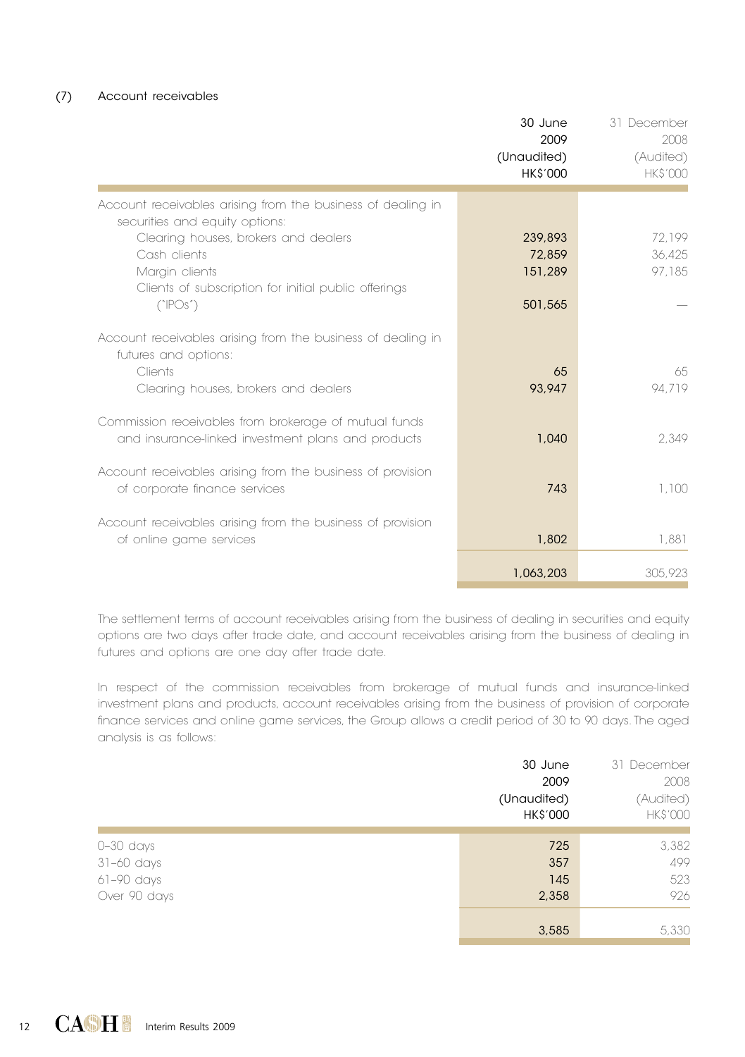## (7) Account receivables

| | 30 June 2009 (Unaudited) HK$'000 | 31 December 2008 (Audited) HK$'000 |
|---|---|---|
| Account receivables arising from the business of dealing in securities and equity options: | | |
| Clearing houses, brokers and dealers | 239,893 | 72,199 |
| Cash clients | 72,859 | 36,425 |
| Margin clients | 151,289 | 97,185 |
| Clients of subscription for initial public offerings ("IPOs") | 501,565 | — |
| Account receivables arising from the business of dealing in futures and options: | | |
| Clients | 65 | 65 |
| Clearing houses, brokers and dealers | 93,947 | 94,719 |
| Commission receivables from brokerage of mutual funds and insurance-linked investment plans and products | 1,040 | 2,349 |
| Account receivables arising from the business of provision of corporate finance services | 743 | 1,100 |
| Account receivables arising from the business of provision of online game services | 1,802 | 1,881 |
| | 1,063,203 | 305,923 |

The settlement terms of account receivables arising from the business of dealing in securities and equity options are two days after trade date, and account receivables arising from the business of dealing in futures and options are one day after trade date.

In respect of the commission receivables from brokerage of mutual funds and insurance-linked investment plans and products, account receivables arising from the business of provision of corporate finance services and online game services, the Group allows a credit period of 30 to 90 days. The aged analysis is as follows:

| | 30 June 2009 (Unaudited) HK$'000 | 31 December 2008 (Audited) HK$'000 |
|---|---|---|
| 0–30 days | 725 | 3,382 |
| 31–60 days | 357 | 499 |
| 61–90 days | 145 | 523 |
| Over 90 days | 2,358 | 926 |
| | 3,585 | 5,330 |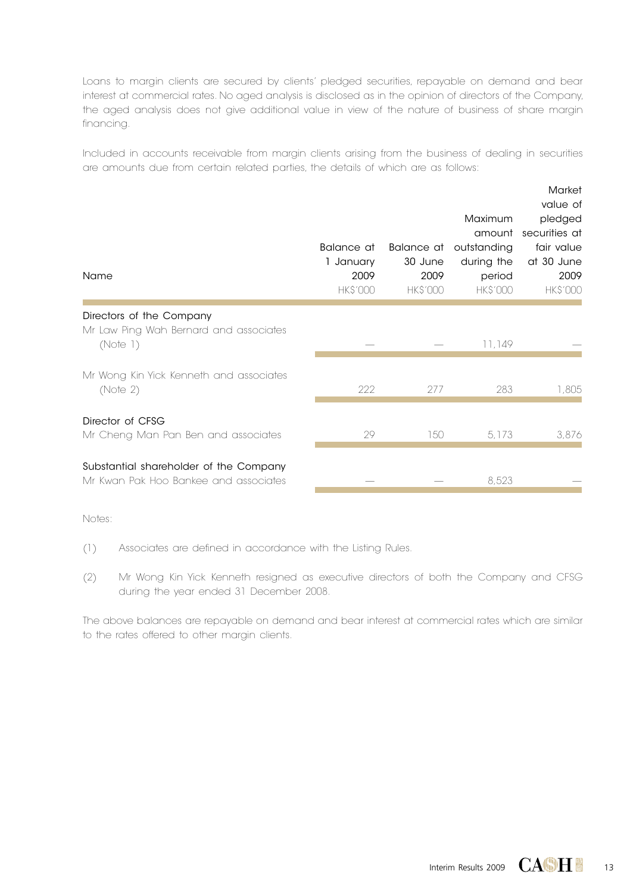Loans to margin clients are secured by clients' pledged securities, repayable on demand and bear interest at commercial rates. No aged analysis is disclosed as in the opinion of directors of the Company, the aged analysis does not give additional value in view of the nature of business of share margin financing.

Included in accounts receivable from margin clients arising from the business of dealing in securities are amounts due from certain related parties, the details of which are as follows:

| Name | Balance at 1 January 2009 HK$'000 | Balance at 30 June 2009 HK$'000 | Maximum amount outstanding during the period HK$'000 | Market value of pledged securities at fair value at 30 June 2009 HK$'000 |
|---|---|---|---|---|
| **Directors of the Company** | | | | |
| Mr Law Ping Wah Bernard and associates (Note 1) | — | — | 11,149 | — |
| Mr Wong Kin Yick Kenneth and associates (Note 2) | 222 | 277 | 283 | 1,805 |
| **Director of CFSG** | | | | |
| Mr Cheng Man Pan Ben and associates | 29 | 150 | 5,173 | 3,876 |
| **Substantial shareholder of the Company** | | | | |
| Mr Kwan Pak Hoo Bankee and associates | — | — | 8,523 | — |

Notes:

(1) Associates are defined in accordance with the Listing Rules.

(2) Mr Wong Kin Yick Kenneth resigned as executive directors of both the Company and CFSG during the year ended 31 December 2008.

The above balances are repayable on demand and bear interest at commercial rates which are similar to the rates offered to other margin clients.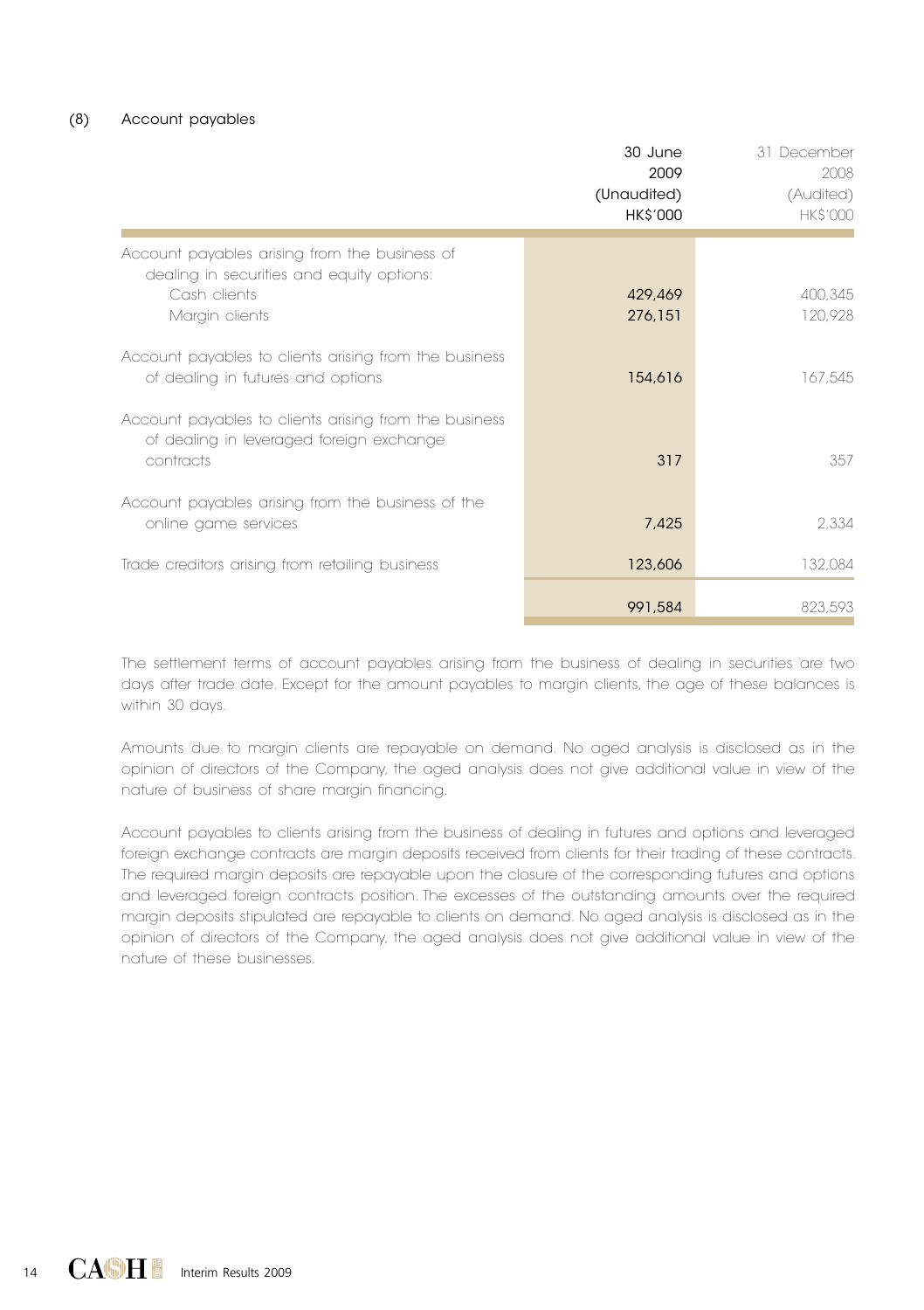### (8) Account payables

| | 30 June 2009 (Unaudited) HK$'000 | 31 December 2008 (Audited) HK$'000 |
|---|---|---|
| Account payables arising from the business of dealing in securities and equity options: | | |
| Cash clients | 429,469 | 400,345 |
| Margin clients | 276,151 | 120,928 |
| Account payables to clients arising from the business of dealing in futures and options | 154,616 | 167,545 |
| Account payables to clients arising from the business of dealing in leveraged foreign exchange contracts | 317 | 357 |
| Account payables arising from the business of the online game services | 7,425 | 2,334 |
| Trade creditors arising from retailing business | 123,606 | 132,084 |
| | 991,584 | 823,593 |

The settlement terms of account payables arising from the business of dealing in securities are two days after trade date. Except for the amount payables to margin clients, the age of these balances is within 30 days.

Amounts due to margin clients are repayable on demand. No aged analysis is disclosed as in the opinion of directors of the Company, the aged analysis does not give additional value in view of the nature of business of share margin financing.

Account payables to clients arising from the business of dealing in futures and options and leveraged foreign exchange contracts are margin deposits received from clients for their trading of these contracts. The required margin deposits are repayable upon the closure of the corresponding futures and options and leveraged foreign contracts position. The excesses of the outstanding amounts over the required margin deposits stipulated are repayable to clients on demand. No aged analysis is disclosed as in the opinion of directors of the Company, the aged analysis does not give additional value in view of the nature of these businesses.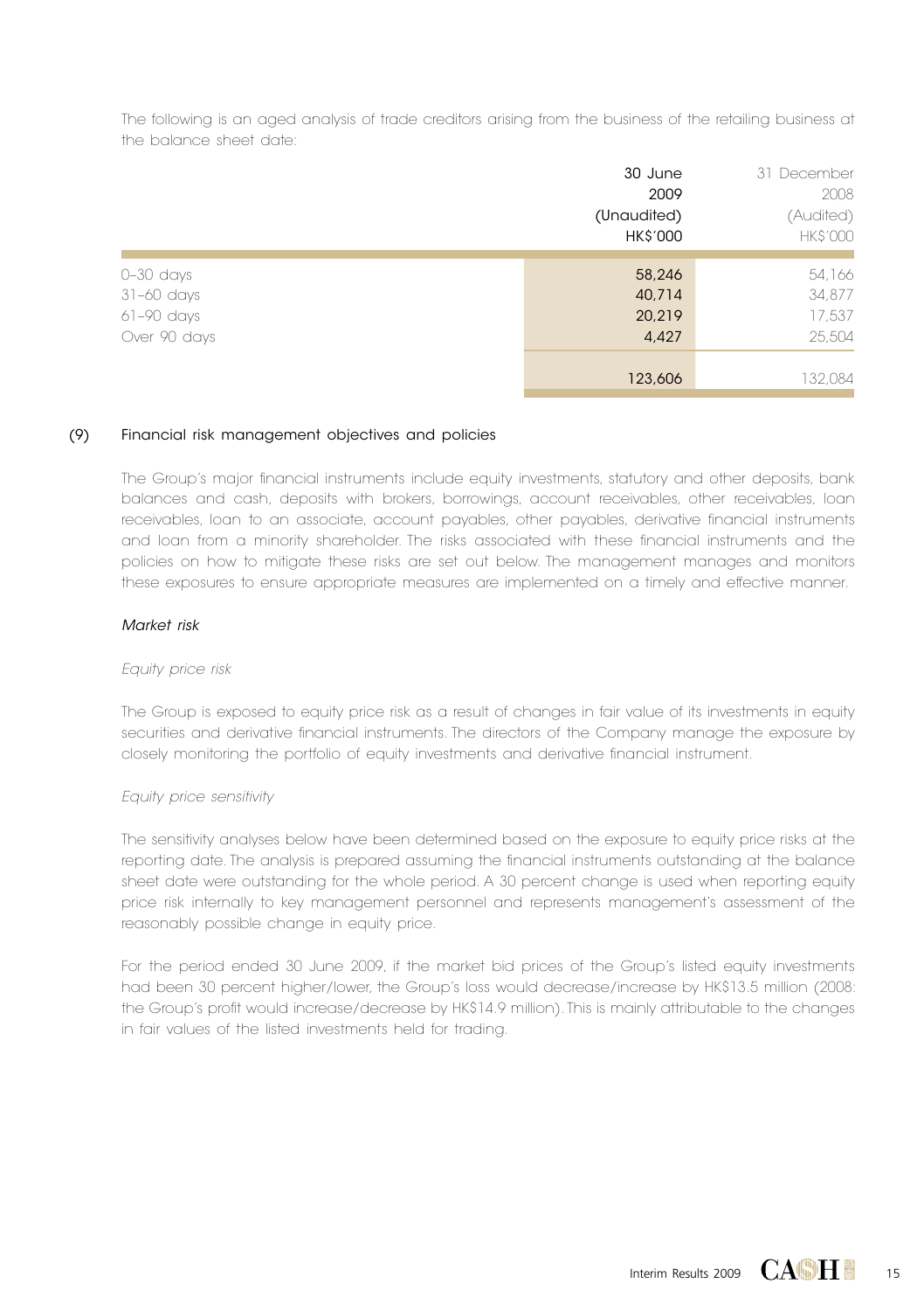The following is an aged analysis of trade creditors arising from the business of the retailing business at the balance sheet date:

| | 30 June 2009 (Unaudited) HK$'000 | 31 December 2008 (Audited) HK$'000 |
|---|---|---|
| 0–30 days | 58,246 | 54,166 |
| 31–60 days | 40,714 | 34,877 |
| 61–90 days | 20,219 | 17,537 |
| Over 90 days | 4,427 | 25,504 |
| | 123,606 | 132,084 |

## (9) Financial risk management objectives and policies

The Group's major financial instruments include equity investments, statutory and other deposits, bank balances and cash, deposits with brokers, borrowings, account receivables, other receivables, loan receivables, loan to an associate, account payables, other payables, derivative financial instruments and loan from a minority shareholder. The risks associated with these financial instruments and the policies on how to mitigate these risks are set out below. The management manages and monitors these exposures to ensure appropriate measures are implemented on a timely and effective manner.

### *Market risk*

*Equity price risk*

The Group is exposed to equity price risk as a result of changes in fair value of its investments in equity securities and derivative financial instruments. The directors of the Company manage the exposure by closely monitoring the portfolio of equity investments and derivative financial instrument.

*Equity price sensitivity*

The sensitivity analyses below have been determined based on the exposure to equity price risks at the reporting date. The analysis is prepared assuming the financial instruments outstanding at the balance sheet date were outstanding for the whole period. A 30 percent change is used when reporting equity price risk internally to key management personnel and represents management's assessment of the reasonably possible change in equity price.

For the period ended 30 June 2009, if the market bid prices of the Group's listed equity investments had been 30 percent higher/lower, the Group's loss would decrease/increase by HK$13.5 million (2008: the Group's profit would increase/decrease by HK$14.9 million). This is mainly attributable to the changes in fair values of the listed investments held for trading.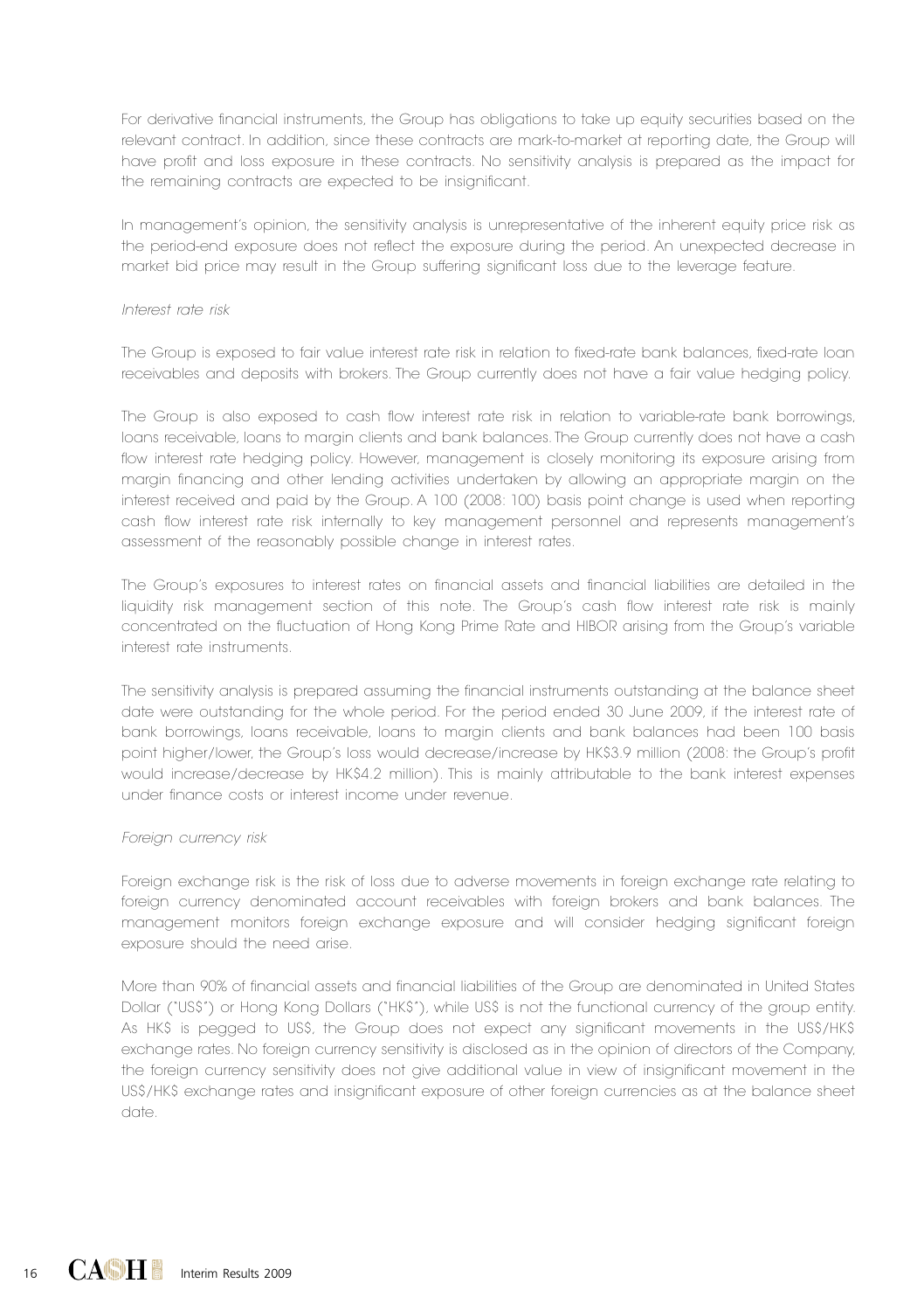For derivative financial instruments, the Group has obligations to take up equity securities based on the relevant contract. In addition, since these contracts are mark-to-market at reporting date, the Group will have profit and loss exposure in these contracts. No sensitivity analysis is prepared as the impact for the remaining contracts are expected to be insignificant.

In management's opinion, the sensitivity analysis is unrepresentative of the inherent equity price risk as the period-end exposure does not reflect the exposure during the period. An unexpected decrease in market bid price may result in the Group suffering significant loss due to the leverage feature.

*Interest rate risk*

The Group is exposed to fair value interest rate risk in relation to fixed-rate bank balances, fixed-rate loan receivables and deposits with brokers. The Group currently does not have a fair value hedging policy.

The Group is also exposed to cash flow interest rate risk in relation to variable-rate bank borrowings, loans receivable, loans to margin clients and bank balances. The Group currently does not have a cash flow interest rate hedging policy. However, management is closely monitoring its exposure arising from margin financing and other lending activities undertaken by allowing an appropriate margin on the interest received and paid by the Group. A 100 (2008: 100) basis point change is used when reporting cash flow interest rate risk internally to key management personnel and represents management's assessment of the reasonably possible change in interest rates.

The Group's exposures to interest rates on financial assets and financial liabilities are detailed in the liquidity risk management section of this note. The Group's cash flow interest rate risk is mainly concentrated on the fluctuation of Hong Kong Prime Rate and HIBOR arising from the Group's variable interest rate instruments.

The sensitivity analysis is prepared assuming the financial instruments outstanding at the balance sheet date were outstanding for the whole period. For the period ended 30 June 2009, if the interest rate of bank borrowings, loans receivable, loans to margin clients and bank balances had been 100 basis point higher/lower, the Group's loss would decrease/increase by HK$3.9 million (2008: the Group's profit would increase/decrease by HK$4.2 million). This is mainly attributable to the bank interest expenses under finance costs or interest income under revenue.

*Foreign currency risk*

Foreign exchange risk is the risk of loss due to adverse movements in foreign exchange rate relating to foreign currency denominated account receivables with foreign brokers and bank balances. The management monitors foreign exchange exposure and will consider hedging significant foreign exposure should the need arise.

More than 90% of financial assets and financial liabilities of the Group are denominated in United States Dollar ("US$") or Hong Kong Dollars ("HK$"), while US$ is not the functional currency of the group entity. As HK$ is pegged to US$, the Group does not expect any significant movements in the US$/HK$ exchange rates. No foreign currency sensitivity is disclosed as in the opinion of directors of the Company, the foreign currency sensitivity does not give additional value in view of insignificant movement in the US$/HK$ exchange rates and insignificant exposure of other foreign currencies as at the balance sheet date.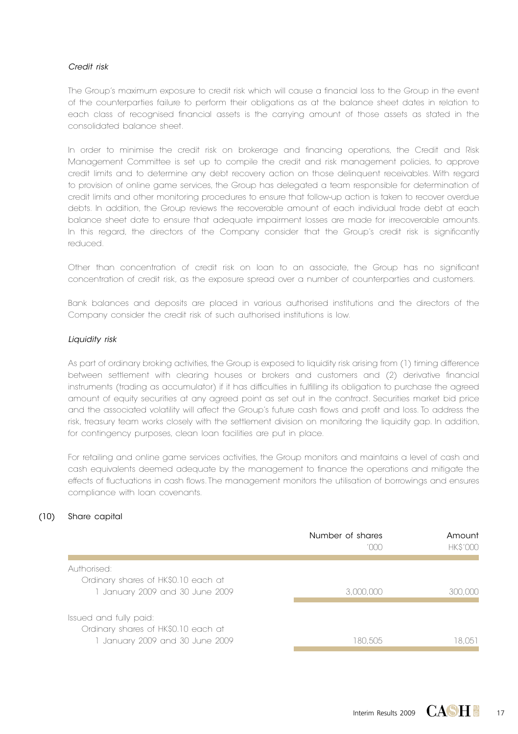*Credit risk*

The Group's maximum exposure to credit risk which will cause a financial loss to the Group in the event of the counterparties failure to perform their obligations as at the balance sheet dates in relation to each class of recognised financial assets is the carrying amount of those assets as stated in the consolidated balance sheet.

In order to minimise the credit risk on brokerage and financing operations, the Credit and Risk Management Committee is set up to compile the credit and risk management policies, to approve credit limits and to determine any debt recovery action on those delinquent receivables. With regard to provision of online game services, the Group has delegated a team responsible for determination of credit limits and other monitoring procedures to ensure that follow-up action is taken to recover overdue debts. In addition, the Group reviews the recoverable amount of each individual trade debt at each balance sheet date to ensure that adequate impairment losses are made for irrecoverable amounts. In this regard, the directors of the Company consider that the Group's credit risk is significantly reduced.

Other than concentration of credit risk on loan to an associate, the Group has no significant concentration of credit risk, as the exposure spread over a number of counterparties and customers.

Bank balances and deposits are placed in various authorised institutions and the directors of the Company consider the credit risk of such authorised institutions is low.

*Liquidity risk*

As part of ordinary broking activities, the Group is exposed to liquidity risk arising from (1) timing difference between settlement with clearing houses or brokers and customers and (2) derivative financial instruments (trading as accumulator) if it has difficulties in fulfilling its obligation to purchase the agreed amount of equity securities at any agreed point as set out in the contract. Securities market bid price and the associated volatility will affect the Group's future cash flows and profit and loss. To address the risk, treasury team works closely with the settlement division on monitoring the liquidity gap. In addition, for contingency purposes, clean loan facilities are put in place.

For retailing and online game services activities, the Group monitors and maintains a level of cash and cash equivalents deemed adequate by the management to finance the operations and mitigate the effects of fluctuations in cash flows. The management monitors the utilisation of borrowings and ensures compliance with loan covenants.

## (10) Share capital

| | Number of shares '000 | Amount HK$'000 |
|---|---|---|
| Authorised: | | |
| Ordinary shares of HK$0.10 each at 1 January 2009 and 30 June 2009 | 3,000,000 | 300,000 |
| Issued and fully paid: | | |
| Ordinary shares of HK$0.10 each at 1 January 2009 and 30 June 2009 | 180,505 | 18,051 |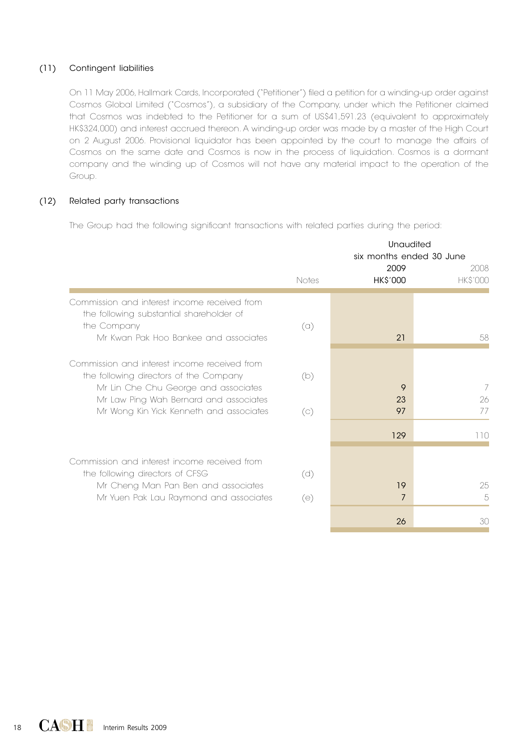### (11) Contingent liabilities

On 11 May 2006, Hallmark Cards, Incorporated ("Petitioner") filed a petition for a winding-up order against Cosmos Global Limited ("Cosmos"), a subsidiary of the Company, under which the Petitioner claimed that Cosmos was indebted to the Petitioner for a sum of US$41,591.23 (equivalent to approximately HK$324,000) and interest accrued thereon. A winding-up order was made by a master of the High Court on 2 August 2006. Provisional liquidator has been appointed by the court to manage the affairs of Cosmos on the same date and Cosmos is now in the process of liquidation. Cosmos is a dormant company and the winding up of Cosmos will not have any material impact to the operation of the Group.

### (12) Related party transactions

The Group had the following significant transactions with related parties during the period:

| | Notes | Unaudited six months ended 30 June 2009 HK$'000 | Unaudited six months ended 30 June 2008 HK$'000 |
|---|---|---|---|
| Commission and interest income received from the following substantial shareholder of the Company | (a) | | |
| Mr Kwan Pak Hoo Bankee and associates | | 21 | 58 |
| Commission and interest income received from the following directors of the Company | (b) | | |
| Mr Lin Che Chu George and associates | | 9 | 7 |
| Mr Law Ping Wah Bernard and associates | | 23 | 26 |
| Mr Wong Kin Yick Kenneth and associates | (c) | 97 | 77 |
| | | 129 | 110 |
| Commission and interest income received from the following directors of CFSG | (d) | | |
| Mr Cheng Man Pan Ben and associates | | 19 | 25 |
| Mr Yuen Pak Lau Raymond and associates | (e) | 7 | 5 |
| | | 26 | 30 |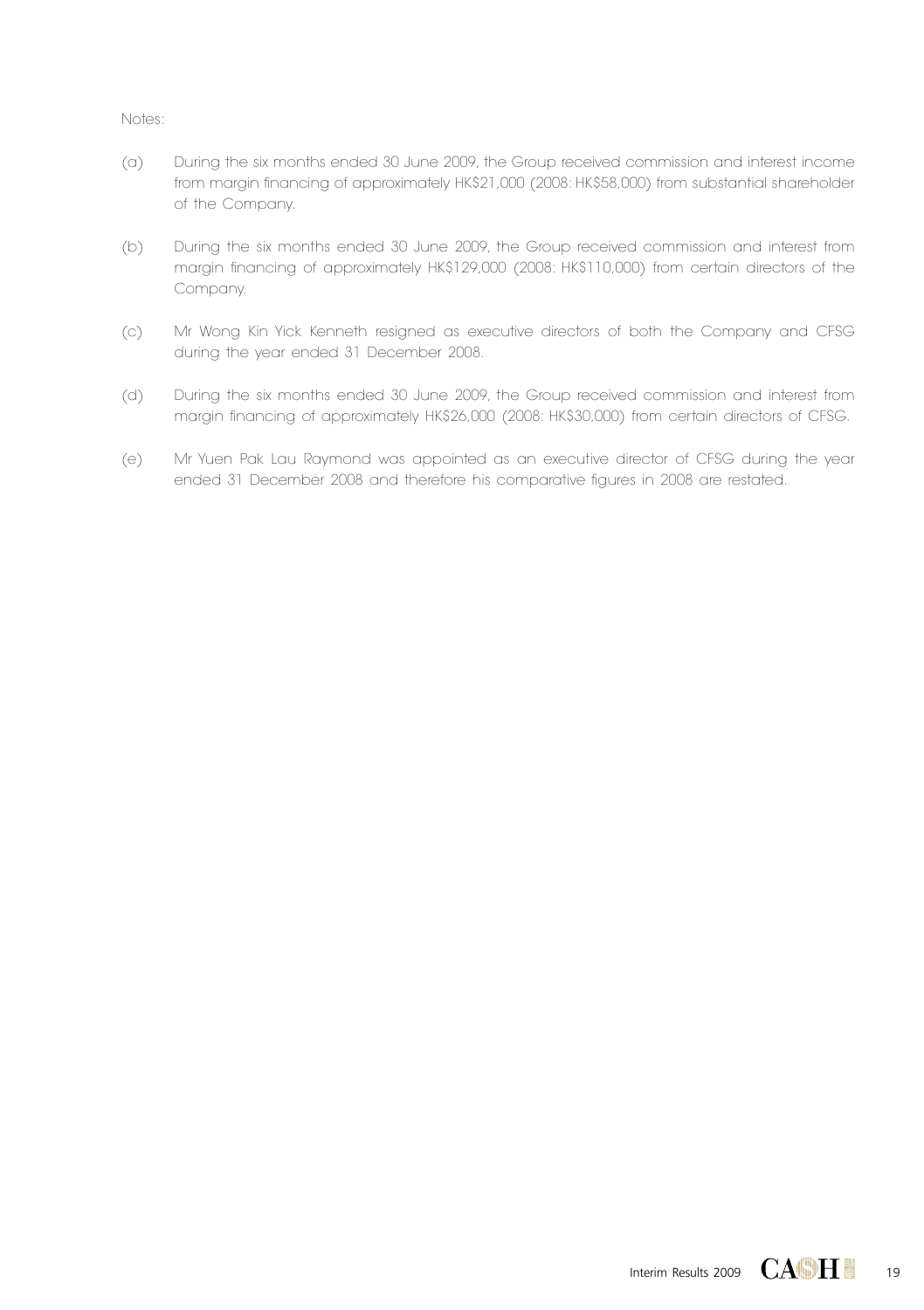Notes:

(a) During the six months ended 30 June 2009, the Group received commission and interest income from margin financing of approximately HK$21,000 (2008: HK$58,000) from substantial shareholder of the Company.

(b) During the six months ended 30 June 2009, the Group received commission and interest from margin financing of approximately HK$129,000 (2008: HK$110,000) from certain directors of the Company.

(c) Mr Wong Kin Yick Kenneth resigned as executive directors of both the Company and CFSG during the year ended 31 December 2008.

(d) During the six months ended 30 June 2009, the Group received commission and interest from margin financing of approximately HK$26,000 (2008: HK$30,000) from certain directors of CFSG.

(e) Mr Yuen Pak Lau Raymond was appointed as an executive director of CFSG during the year ended 31 December 2008 and therefore his comparative figures in 2008 are restated.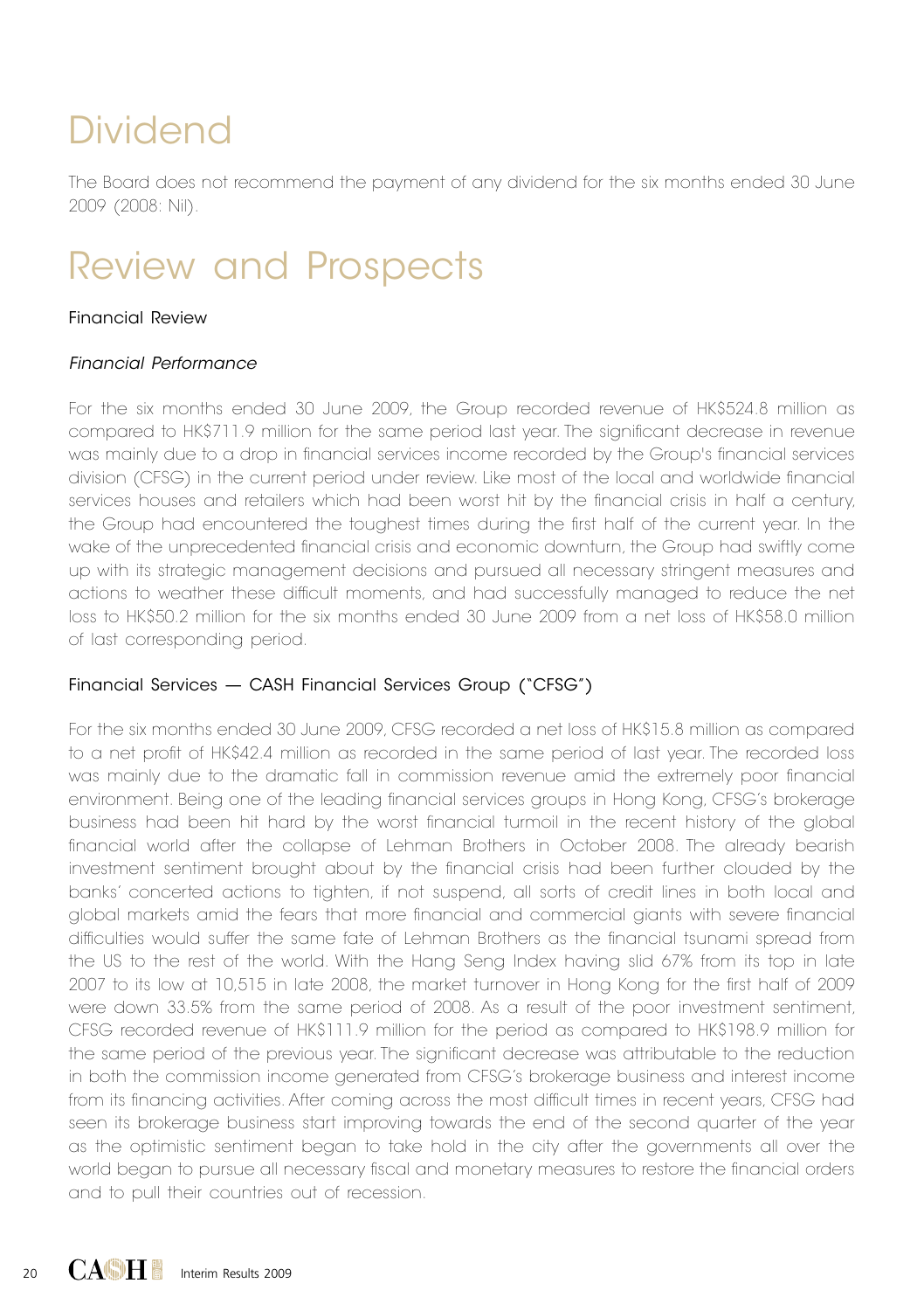# Dividend

The Board does not recommend the payment of any dividend for the six months ended 30 June 2009 (2008: Nil).

# Review and Prospects

## Financial Review

### *Financial Performance*

For the six months ended 30 June 2009, the Group recorded revenue of HK$524.8 million as compared to HK$711.9 million for the same period last year. The significant decrease in revenue was mainly due to a drop in financial services income recorded by the Group's financial services division (CFSG) in the current period under review. Like most of the local and worldwide financial services houses and retailers which had been worst hit by the financial crisis in half a century, the Group had encountered the toughest times during the first half of the current year. In the wake of the unprecedented financial crisis and economic downturn, the Group had swiftly come up with its strategic management decisions and pursued all necessary stringent measures and actions to weather these difficult moments, and had successfully managed to reduce the net loss to HK$50.2 million for the six months ended 30 June 2009 from a net loss of HK$58.0 million of last corresponding period.

## Financial Services — CASH Financial Services Group ("CFSG")

For the six months ended 30 June 2009, CFSG recorded a net loss of HK$15.8 million as compared to a net profit of HK$42.4 million as recorded in the same period of last year. The recorded loss was mainly due to the dramatic fall in commission revenue amid the extremely poor financial environment. Being one of the leading financial services groups in Hong Kong, CFSG's brokerage business had been hit hard by the worst financial turmoil in the recent history of the global financial world after the collapse of Lehman Brothers in October 2008. The already bearish investment sentiment brought about by the financial crisis had been further clouded by the banks' concerted actions to tighten, if not suspend, all sorts of credit lines in both local and global markets amid the fears that more financial and commercial giants with severe financial difficulties would suffer the same fate of Lehman Brothers as the financial tsunami spread from the US to the rest of the world. With the Hang Seng Index having slid 67% from its top in late 2007 to its low at 10,515 in late 2008, the market turnover in Hong Kong for the first half of 2009 were down 33.5% from the same period of 2008. As a result of the poor investment sentiment, CFSG recorded revenue of HK$111.9 million for the period as compared to HK$198.9 million for the same period of the previous year. The significant decrease was attributable to the reduction in both the commission income generated from CFSG's brokerage business and interest income from its financing activities. After coming across the most difficult times in recent years, CFSG had seen its brokerage business start improving towards the end of the second quarter of the year as the optimistic sentiment began to take hold in the city after the governments all over the world began to pursue all necessary fiscal and monetary measures to restore the financial orders and to pull their countries out of recession.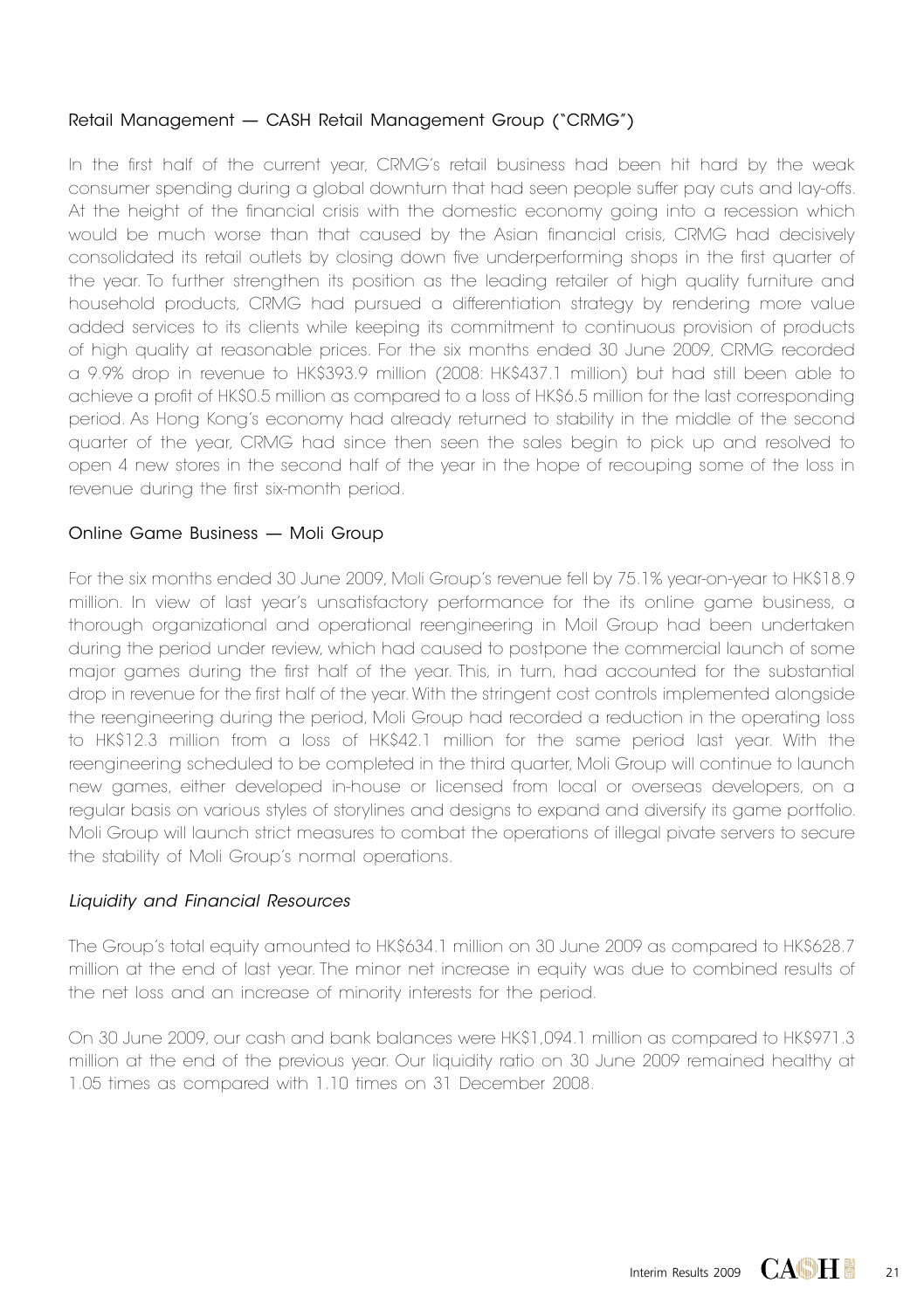### Retail Management — CASH Retail Management Group ("CRMG")

In the first half of the current year, CRMG's retail business had been hit hard by the weak consumer spending during a global downturn that had seen people suffer pay cuts and lay-offs. At the height of the financial crisis with the domestic economy going into a recession which would be much worse than that caused by the Asian financial crisis, CRMG had decisively consolidated its retail outlets by closing down five underperforming shops in the first quarter of the year. To further strengthen its position as the leading retailer of high quality furniture and household products, CRMG had pursued a differentiation strategy by rendering more value added services to its clients while keeping its commitment to continuous provision of products of high quality at reasonable prices. For the six months ended 30 June 2009, CRMG recorded a 9.9% drop in revenue to HK$393.9 million (2008: HK$437.1 million) but had still been able to achieve a profit of HK$0.5 million as compared to a loss of HK$6.5 million for the last corresponding period. As Hong Kong's economy had already returned to stability in the middle of the second quarter of the year, CRMG had since then seen the sales begin to pick up and resolved to open 4 new stores in the second half of the year in the hope of recouping some of the loss in revenue during the first six-month period.

### Online Game Business — Moli Group

For the six months ended 30 June 2009, Moli Group's revenue fell by 75.1% year-on-year to HK$18.9 million. In view of last year's unsatisfactory performance for the its online game business, a thorough organizational and operational reengineering in Moil Group had been undertaken during the period under review, which had caused to postpone the commercial launch of some major games during the first half of the year. This, in turn, had accounted for the substantial drop in revenue for the first half of the year. With the stringent cost controls implemented alongside the reengineering during the period, Moli Group had recorded a reduction in the operating loss to HK$12.3 million from a loss of HK$42.1 million for the same period last year. With the reengineering scheduled to be completed in the third quarter, Moli Group will continue to launch new games, either developed in-house or licensed from local or overseas developers, on a regular basis on various styles of storylines and designs to expand and diversify its game portfolio. Moli Group will launch strict measures to combat the operations of illegal pivate servers to secure the stability of Moli Group's normal operations.

### *Liquidity and Financial Resources*

The Group's total equity amounted to HK$634.1 million on 30 June 2009 as compared to HK$628.7 million at the end of last year. The minor net increase in equity was due to combined results of the net loss and an increase of minority interests for the period.

On 30 June 2009, our cash and bank balances were HK$1,094.1 million as compared to HK$971.3 million at the end of the previous year. Our liquidity ratio on 30 June 2009 remained healthy at 1.05 times as compared with 1.10 times on 31 December 2008.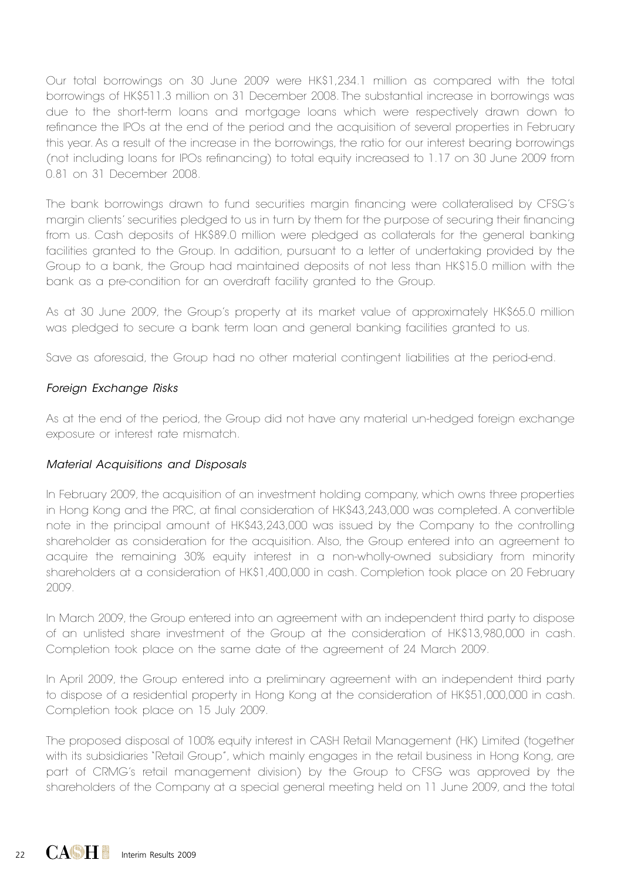Our total borrowings on 30 June 2009 were HK$1,234.1 million as compared with the total borrowings of HK$511.3 million on 31 December 2008. The substantial increase in borrowings was due to the short-term loans and mortgage loans which were respectively drawn down to refinance the IPOs at the end of the period and the acquisition of several properties in February this year. As a result of the increase in the borrowings, the ratio for our interest bearing borrowings (not including loans for IPOs refinancing) to total equity increased to 1.17 on 30 June 2009 from 0.81 on 31 December 2008.

The bank borrowings drawn to fund securities margin financing were collateralised by CFSG's margin clients' securities pledged to us in turn by them for the purpose of securing their financing from us. Cash deposits of HK$89.0 million were pledged as collaterals for the general banking facilities granted to the Group. In addition, pursuant to a letter of undertaking provided by the Group to a bank, the Group had maintained deposits of not less than HK$15.0 million with the bank as a pre-condition for an overdraft facility granted to the Group.

As at 30 June 2009, the Group's property at its market value of approximately HK$65.0 million was pledged to secure a bank term loan and general banking facilities granted to us.

Save as aforesaid, the Group had no other material contingent liabilities at the period-end.

*Foreign Exchange Risks*

As at the end of the period, the Group did not have any material un-hedged foreign exchange exposure or interest rate mismatch.

*Material Acquisitions and Disposals*

In February 2009, the acquisition of an investment holding company, which owns three properties in Hong Kong and the PRC, at final consideration of HK$43,243,000 was completed. A convertible note in the principal amount of HK$43,243,000 was issued by the Company to the controlling shareholder as consideration for the acquisition. Also, the Group entered into an agreement to acquire the remaining 30% equity interest in a non-wholly-owned subsidiary from minority shareholders at a consideration of HK$1,400,000 in cash. Completion took place on 20 February 2009.

In March 2009, the Group entered into an agreement with an independent third party to dispose of an unlisted share investment of the Group at the consideration of HK$13,980,000 in cash. Completion took place on the same date of the agreement of 24 March 2009.

In April 2009, the Group entered into a preliminary agreement with an independent third party to dispose of a residential property in Hong Kong at the consideration of HK$51,000,000 in cash. Completion took place on 15 July 2009.

The proposed disposal of 100% equity interest in CASH Retail Management (HK) Limited (together with its subsidiaries "Retail Group", which mainly engages in the retail business in Hong Kong, are part of CRMG's retail management division) by the Group to CFSG was approved by the shareholders of the Company at a special general meeting held on 11 June 2009, and the total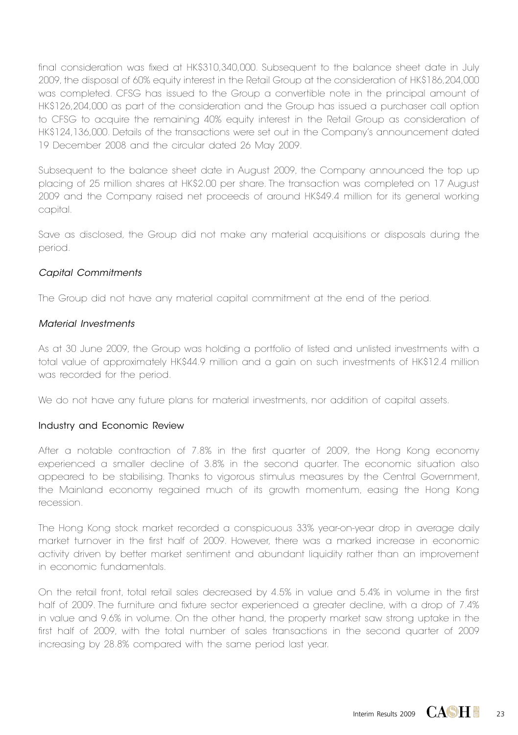final consideration was fixed at HK$310,340,000. Subsequent to the balance sheet date in July 2009, the disposal of 60% equity interest in the Retail Group at the consideration of HK$186,204,000 was completed. CFSG has issued to the Group a convertible note in the principal amount of HK$126,204,000 as part of the consideration and the Group has issued a purchaser call option to CFSG to acquire the remaining 40% equity interest in the Retail Group as consideration of HK$124,136,000. Details of the transactions were set out in the Company's announcement dated 19 December 2008 and the circular dated 26 May 2009.

Subsequent to the balance sheet date in August 2009, the Company announced the top up placing of 25 million shares at HK$2.00 per share. The transaction was completed on 17 August 2009 and the Company raised net proceeds of around HK$49.4 million for its general working capital.

Save as disclosed, the Group did not make any material acquisitions or disposals during the period.

*Capital Commitments*

The Group did not have any material capital commitment at the end of the period.

*Material Investments*

As at 30 June 2009, the Group was holding a portfolio of listed and unlisted investments with a total value of approximately HK$44.9 million and a gain on such investments of HK$12.4 million was recorded for the period.

We do not have any future plans for material investments, nor addition of capital assets.

## Industry and Economic Review

After a notable contraction of 7.8% in the first quarter of 2009, the Hong Kong economy experienced a smaller decline of 3.8% in the second quarter. The economic situation also appeared to be stabilising. Thanks to vigorous stimulus measures by the Central Government, the Mainland economy regained much of its growth momentum, easing the Hong Kong recession.

The Hong Kong stock market recorded a conspicuous 33% year-on-year drop in average daily market turnover in the first half of 2009. However, there was a marked increase in economic activity driven by better market sentiment and abundant liquidity rather than an improvement in economic fundamentals.

On the retail front, total retail sales decreased by 4.5% in value and 5.4% in volume in the first half of 2009. The furniture and fixture sector experienced a greater decline, with a drop of 7.4% in value and 9.6% in volume. On the other hand, the property market saw strong uptake in the first half of 2009, with the total number of sales transactions in the second quarter of 2009 increasing by 28.8% compared with the same period last year.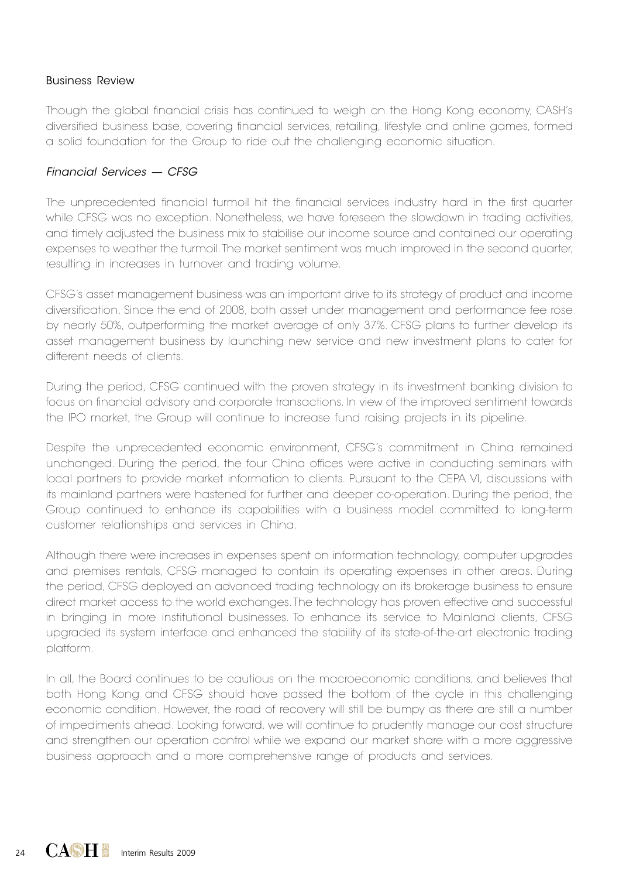## Business Review

Though the global financial crisis has continued to weigh on the Hong Kong economy, CASH's diversified business base, covering financial services, retailing, lifestyle and online games, formed a solid foundation for the Group to ride out the challenging economic situation.

### *Financial Services — CFSG*

The unprecedented financial turmoil hit the financial services industry hard in the first quarter while CFSG was no exception. Nonetheless, we have foreseen the slowdown in trading activities, and timely adjusted the business mix to stabilise our income source and contained our operating expenses to weather the turmoil. The market sentiment was much improved in the second quarter, resulting in increases in turnover and trading volume.

CFSG's asset management business was an important drive to its strategy of product and income diversification. Since the end of 2008, both asset under management and performance fee rose by nearly 50%, outperforming the market average of only 37%. CFSG plans to further develop its asset management business by launching new service and new investment plans to cater for different needs of clients.

During the period, CFSG continued with the proven strategy in its investment banking division to focus on financial advisory and corporate transactions. In view of the improved sentiment towards the IPO market, the Group will continue to increase fund raising projects in its pipeline.

Despite the unprecedented economic environment, CFSG's commitment in China remained unchanged. During the period, the four China offices were active in conducting seminars with local partners to provide market information to clients. Pursuant to the CEPA VI, discussions with its mainland partners were hastened for further and deeper co-operation. During the period, the Group continued to enhance its capabilities with a business model committed to long-term customer relationships and services in China.

Although there were increases in expenses spent on information technology, computer upgrades and premises rentals, CFSG managed to contain its operating expenses in other areas. During the period, CFSG deployed an advanced trading technology on its brokerage business to ensure direct market access to the world exchanges. The technology has proven effective and successful in bringing in more institutional businesses. To enhance its service to Mainland clients, CFSG upgraded its system interface and enhanced the stability of its state-of-the-art electronic trading platform.

In all, the Board continues to be cautious on the macroeconomic conditions, and believes that both Hong Kong and CFSG should have passed the bottom of the cycle in this challenging economic condition. However, the road of recovery will still be bumpy as there are still a number of impediments ahead. Looking forward, we will continue to prudently manage our cost structure and strengthen our operation control while we expand our market share with a more aggressive business approach and a more comprehensive range of products and services.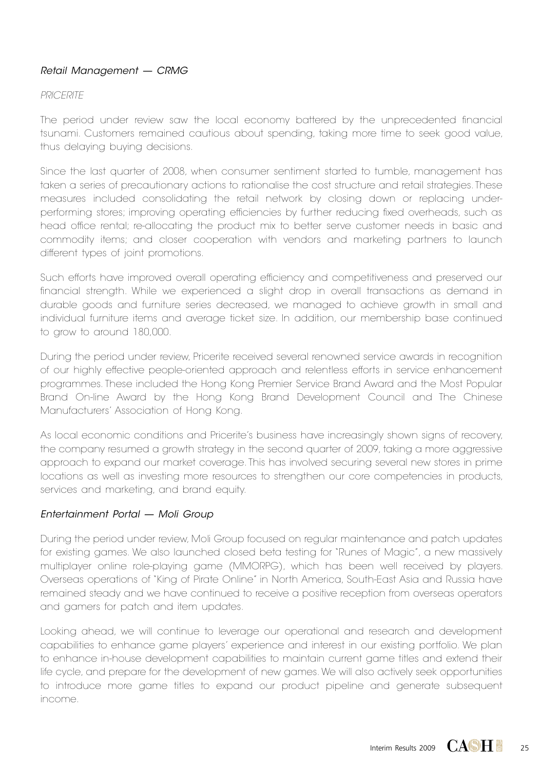### *Retail Management — CRMG*

*PRICERITE*

The period under review saw the local economy battered by the unprecedented financial tsunami. Customers remained cautious about spending, taking more time to seek good value, thus delaying buying decisions.

Since the last quarter of 2008, when consumer sentiment started to tumble, management has taken a series of precautionary actions to rationalise the cost structure and retail strategies. These measures included consolidating the retail network by closing down or replacing under-performing stores; improving operating efficiencies by further reducing fixed overheads, such as head office rental; re-allocating the product mix to better serve customer needs in basic and commodity items; and closer cooperation with vendors and marketing partners to launch different types of joint promotions.

Such efforts have improved overall operating efficiency and competitiveness and preserved our financial strength. While we experienced a slight drop in overall transactions as demand in durable goods and furniture series decreased, we managed to achieve growth in small and individual furniture items and average ticket size. In addition, our membership base continued to grow to around 180,000.

During the period under review, Pricerite received several renowned service awards in recognition of our highly effective people-oriented approach and relentless efforts in service enhancement programmes. These included the Hong Kong Premier Service Brand Award and the Most Popular Brand On-line Award by the Hong Kong Brand Development Council and The Chinese Manufacturers' Association of Hong Kong.

As local economic conditions and Pricerite's business have increasingly shown signs of recovery, the company resumed a growth strategy in the second quarter of 2009, taking a more aggressive approach to expand our market coverage. This has involved securing several new stores in prime locations as well as investing more resources to strengthen our core competencies in products, services and marketing, and brand equity.

### *Entertainment Portal — Moli Group*

During the period under review, Moli Group focused on regular maintenance and patch updates for existing games. We also launched closed beta testing for "Runes of Magic", a new massively multiplayer online role-playing game (MMORPG), which has been well received by players. Overseas operations of "King of Pirate Online" in North America, South-East Asia and Russia have remained steady and we have continued to receive a positive reception from overseas operators and gamers for patch and item updates.

Looking ahead, we will continue to leverage our operational and research and development capabilities to enhance game players' experience and interest in our existing portfolio. We plan to enhance in-house development capabilities to maintain current game titles and extend their life cycle, and prepare for the development of new games. We will also actively seek opportunities to introduce more game titles to expand our product pipeline and generate subsequent income.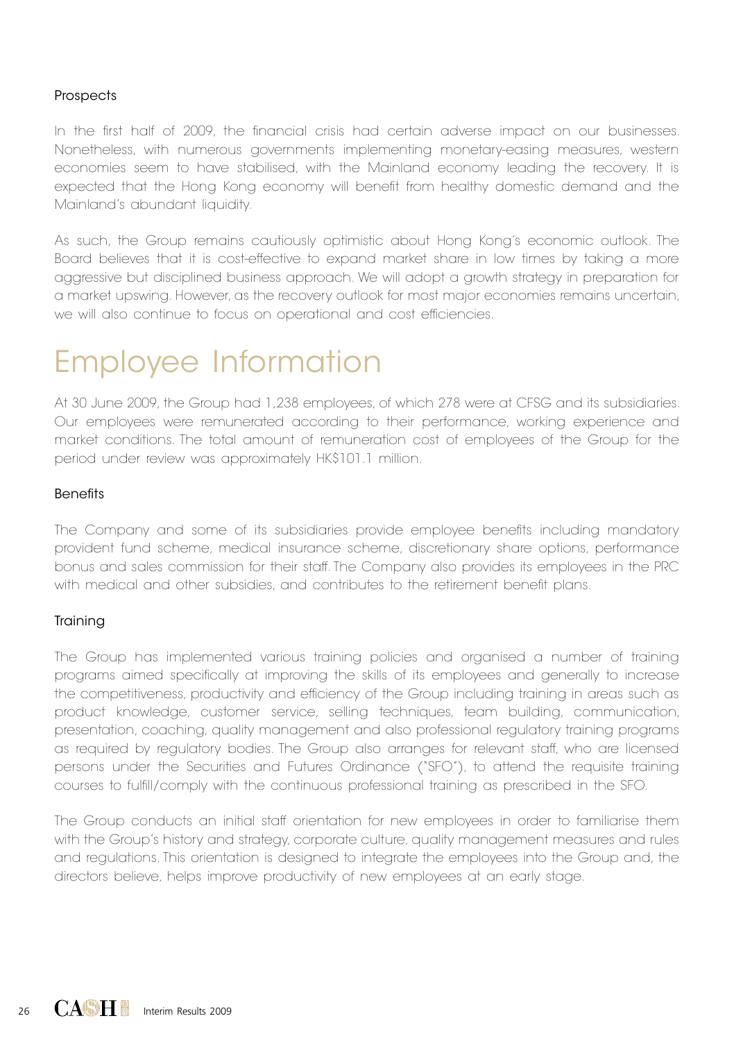### Prospects

In the first half of 2009, the financial crisis had certain adverse impact on our businesses. Nonetheless, with numerous governments implementing monetary-easing measures, western economies seem to have stabilised, with the Mainland economy leading the recovery. It is expected that the Hong Kong economy will benefit from healthy domestic demand and the Mainland's abundant liquidity.

As such, the Group remains cautiously optimistic about Hong Kong's economic outlook. The Board believes that it is cost-effective to expand market share in low times by taking a more aggressive but disciplined business approach. We will adopt a growth strategy in preparation for a market upswing. However, as the recovery outlook for most major economies remains uncertain, we will also continue to focus on operational and cost efficiencies.

# Employee Information

At 30 June 2009, the Group had 1,238 employees, of which 278 were at CFSG and its subsidiaries. Our employees were remunerated according to their performance, working experience and market conditions. The total amount of remuneration cost of employees of the Group for the period under review was approximately HK$101.1 million.

### Benefits

The Company and some of its subsidiaries provide employee benefits including mandatory provident fund scheme, medical insurance scheme, discretionary share options, performance bonus and sales commission for their staff. The Company also provides its employees in the PRC with medical and other subsidies, and contributes to the retirement benefit plans.

### Training

The Group has implemented various training policies and organised a number of training programs aimed specifically at improving the skills of its employees and generally to increase the competitiveness, productivity and efficiency of the Group including training in areas such as product knowledge, customer service, selling techniques, team building, communication, presentation, coaching, quality management and also professional regulatory training programs as required by regulatory bodies. The Group also arranges for relevant staff, who are licensed persons under the Securities and Futures Ordinance ("SFO"), to attend the requisite training courses to fulfill/comply with the continuous professional training as prescribed in the SFO.

The Group conducts an initial staff orientation for new employees in order to familiarise them with the Group's history and strategy, corporate culture, quality management measures and rules and regulations. This orientation is designed to integrate the employees into the Group and, the directors believe, helps improve productivity of new employees at an early stage.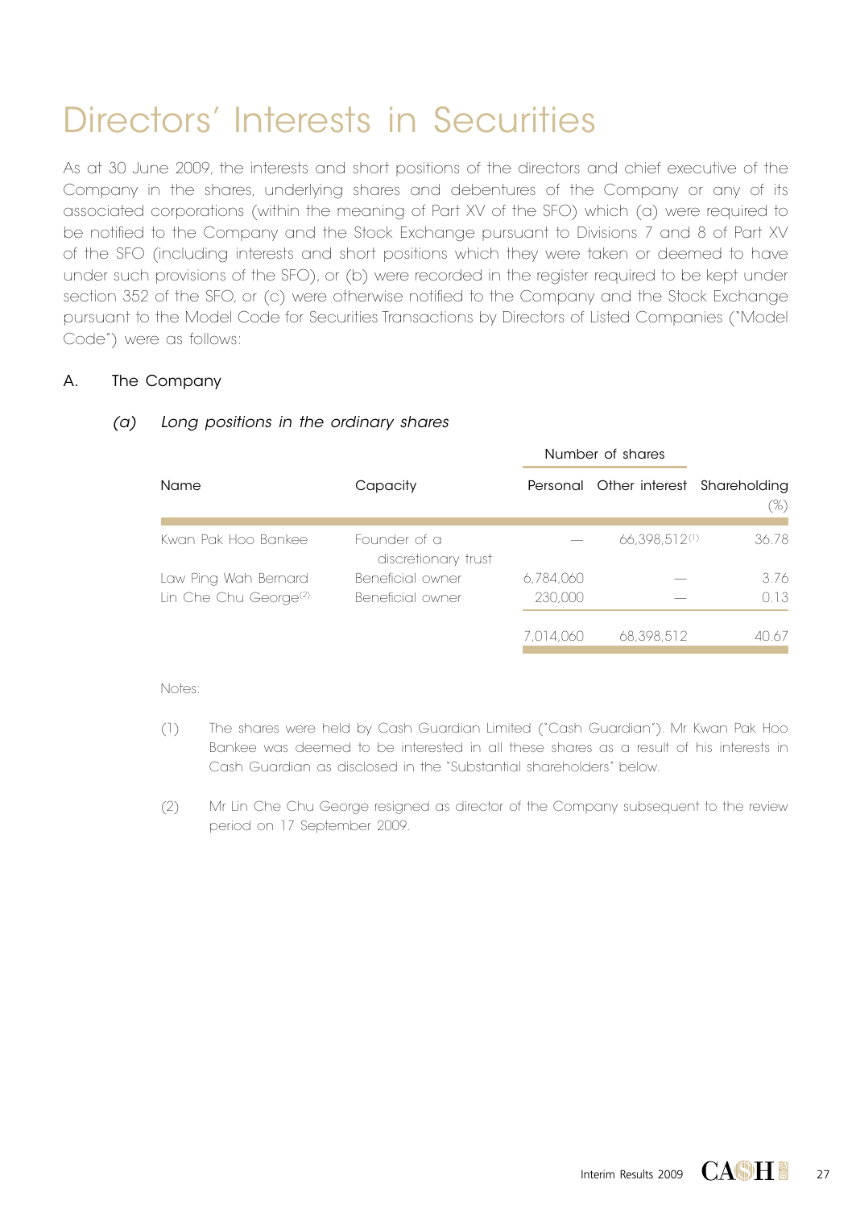# Directors' Interests in Securities

As at 30 June 2009, the interests and short positions of the directors and chief executive of the Company in the shares, underlying shares and debentures of the Company or any of its associated corporations (within the meaning of Part XV of the SFO) which (a) were required to be notified to the Company and the Stock Exchange pursuant to Divisions 7 and 8 of Part XV of the SFO (including interests and short positions which they were taken or deemed to have under such provisions of the SFO), or (b) were recorded in the register required to be kept under section 352 of the SFO, or (c) were otherwise notified to the Company and the Stock Exchange pursuant to the Model Code for Securities Transactions by Directors of Listed Companies ("Model Code") were as follows:

## A. The Company

### *(a) Long positions in the ordinary shares*

| Name | Capacity | Number of shares | | Shareholding |
|---|---|---|---|---|
| | | Personal | Other interest | (%) |
| Kwan Pak Hoo Bankee | Founder of a discretionary trust | — | 66,398,512[(1)] | 36.78 |
| Law Ping Wah Bernard | Beneficial owner | 6,784,060 | — | 3.76 |
| Lin Che Chu George[(2)] | Beneficial owner | 230,000 | — | 0.13 |
| | | 7,014,060 | 68,398,512 | 40.67 |

Notes:

(1) The shares were held by Cash Guardian Limited ("Cash Guardian"). Mr Kwan Pak Hoo Bankee was deemed to be interested in all these shares as a result of his interests in Cash Guardian as disclosed in the "Substantial shareholders" below.

(2) Mr Lin Che Chu George resigned as director of the Company subsequent to the review period on 17 September 2009.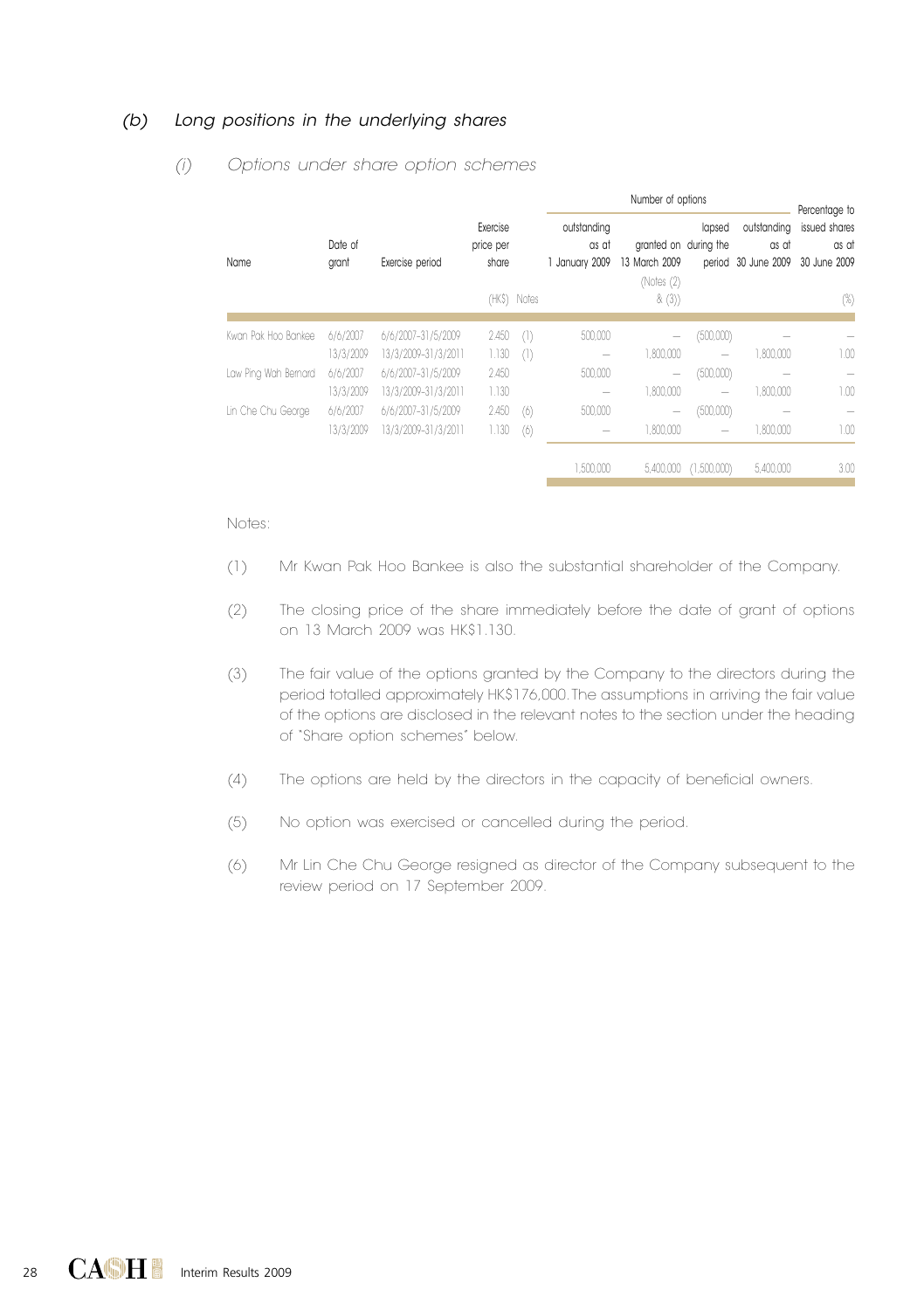### (b) *Long positions in the underlying shares*

#### (i) *Options under share option schemes*

| Name | Date of grant | Exercise period | Exercise price per share (HK$) | Notes | Number of options: outstanding as at 1 January 2009 | Number of options: granted on 13 March 2009 (Notes (2) & (3)) | Number of options: lapsed during the period | Number of options: outstanding as at 30 June 2009 | Percentage to issued shares as at 30 June 2009 (%) |
|---|---|---|---|---|---|---|---|---|---|
| Kwan Pak Hoo Bankee | 6/6/2007 | 6/6/2007–31/5/2009 | 2.450 | (1) | 500,000 | — | (500,000) | — | — |
| | 13/3/2009 | 13/3/2009–31/3/2011 | 1.130 | (1) | — | 1,800,000 | — | 1,800,000 | 1.00 |
| Law Ping Wah Bernard | 6/6/2007 | 6/6/2007–31/5/2009 | 2.450 | | 500,000 | — | (500,000) | — | — |
| | 13/3/2009 | 13/3/2009–31/3/2011 | 1.130 | | — | 1,800,000 | — | 1,800,000 | 1.00 |
| Lin Che Chu George | 6/6/2007 | 6/6/2007–31/5/2009 | 2.450 | (6) | 500,000 | — | (500,000) | — | — |
| | 13/3/2009 | 13/3/2009–31/3/2011 | 1.130 | (6) | — | 1,800,000 | — | 1,800,000 | 1.00 |
| | | | | | 1,500,000 | 5,400,000 | (1,500,000) | 5,400,000 | 3.00 |

Notes:

(1) Mr Kwan Pak Hoo Bankee is also the substantial shareholder of the Company.

(2) The closing price of the share immediately before the date of grant of options on 13 March 2009 was HK$1.130.

(3) The fair value of the options granted by the Company to the directors during the period totalled approximately HK$176,000. The assumptions in arriving the fair value of the options are disclosed in the relevant notes to the section under the heading of "Share option schemes" below.

(4) The options are held by the directors in the capacity of beneficial owners.

(5) No option was exercised or cancelled during the period.

(6) Mr Lin Che Chu George resigned as director of the Company subsequent to the review period on 17 September 2009.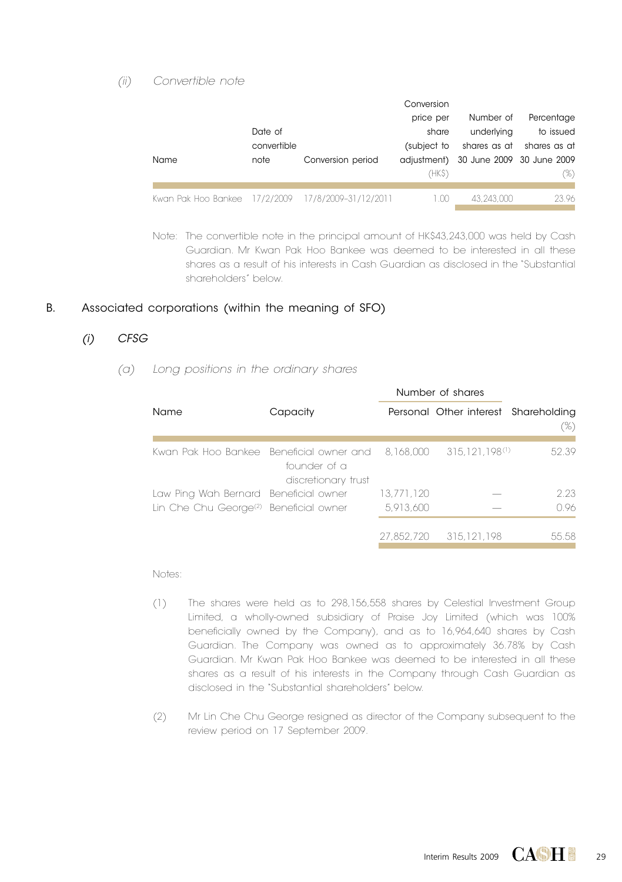*(ii) Convertible note*

| Name | Date of convertible note | Conversion period | Conversion price per share (subject to adjustment) (HK$) | Number of underlying shares as at 30 June 2009 | Percentage to issued shares as at 30 June 2009 (%) |
|---|---|---|---|---|---|
| Kwan Pak Hoo Bankee | 17/2/2009 | 17/8/2009–31/12/2011 | 1.00 | 43,243,000 | 23.96 |

Note: The convertible note in the principal amount of HK$43,243,000 was held by Cash Guardian. Mr Kwan Pak Hoo Bankee was deemed to be interested in all these shares as a result of his interests in Cash Guardian as disclosed in the "Substantial shareholders" below.

## B. Associated corporations (within the meaning of SFO)

### *(i) CFSG*

*(a) Long positions in the ordinary shares*

| Name | Capacity | Number of shares | | Shareholding |
|---|---|---|---|---|
| | | Personal | Other interest | (%) |
| Kwan Pak Hoo Bankee | Beneficial owner and founder of a discretionary trust | 8,168,000 | 315,121,198[(1)] | 52.39 |
| Law Ping Wah Bernard | Beneficial owner | 13,771,120 | — | 2.23 |
| Lin Che Chu George[(2)] | Beneficial owner | 5,913,600 | — | 0.96 |
| | | 27,852,720 | 315,121,198 | 55.58 |

Notes:

(1) The shares were held as to 298,156,558 shares by Celestial Investment Group Limited, a wholly-owned subsidiary of Praise Joy Limited (which was 100% beneficially owned by the Company), and as to 16,964,640 shares by Cash Guardian. The Company was owned as to approximately 36.78% by Cash Guardian. Mr Kwan Pak Hoo Bankee was deemed to be interested in all these shares as a result of his interests in the Company through Cash Guardian as disclosed in the "Substantial shareholders" below.

(2) Mr Lin Che Chu George resigned as director of the Company subsequent to the review period on 17 September 2009.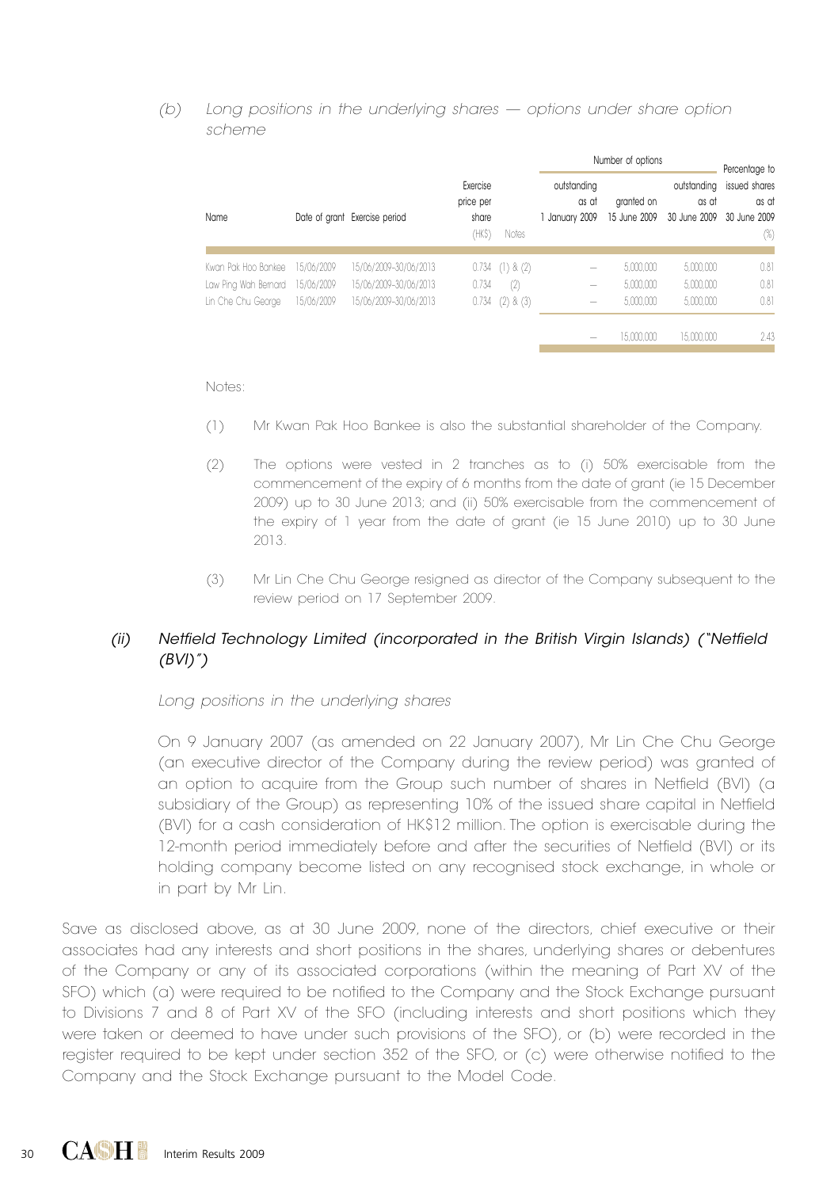*(b) Long positions in the underlying shares — options under share option scheme*

| Name | Date of grant | Exercise period | Exercise price per share (HK$) | Notes | Number of options outstanding as at 1 January 2009 | Number of options granted on 15 June 2009 | Number of options outstanding as at 30 June 2009 | Percentage to issued shares as at 30 June 2009 (%) |
|---|---|---|---|---|---|---|---|---|
| Kwan Pak Hoo Bankee | 15/06/2009 | 15/06/2009–30/06/2013 | 0.734 | (1) & (2) | — | 5,000,000 | 5,000,000 | 0.81 |
| Law Ping Wah Bernard | 15/06/2009 | 15/06/2009–30/06/2013 | 0.734 | (2) | — | 5,000,000 | 5,000,000 | 0.81 |
| Lin Che Chu George | 15/06/2009 | 15/06/2009–30/06/2013 | 0.734 | (2) & (3) | — | 5,000,000 | 5,000,000 | 0.81 |
| | | | | | — | 15,000,000 | 15,000,000 | 2.43 |

Notes:

(1) Mr Kwan Pak Hoo Bankee is also the substantial shareholder of the Company.

(2) The options were vested in 2 tranches as to (i) 50% exercisable from the commencement of the expiry of 6 months from the date of grant (ie 15 December 2009) up to 30 June 2013; and (ii) 50% exercisable from the commencement of the expiry of 1 year from the date of grant (ie 15 June 2010) up to 30 June 2013.

(3) Mr Lin Che Chu George resigned as director of the Company subsequent to the review period on 17 September 2009.

### *(ii) Netfield Technology Limited (incorporated in the British Virgin Islands) ("Netfield (BVI)")*

*Long positions in the underlying shares*

On 9 January 2007 (as amended on 22 January 2007), Mr Lin Che Chu George (an executive director of the Company during the review period) was granted of an option to acquire from the Group such number of shares in Netfield (BVI) (a subsidiary of the Group) as representing 10% of the issued share capital in Netfield (BVI) for a cash consideration of HK$12 million. The option is exercisable during the 12-month period immediately before and after the securities of Netfield (BVI) or its holding company become listed on any recognised stock exchange, in whole or in part by Mr Lin.

Save as disclosed above, as at 30 June 2009, none of the directors, chief executive or their associates had any interests and short positions in the shares, underlying shares or debentures of the Company or any of its associated corporations (within the meaning of Part XV of the SFO) which (a) were required to be notified to the Company and the Stock Exchange pursuant to Divisions 7 and 8 of Part XV of the SFO (including interests and short positions which they were taken or deemed to have under such provisions of the SFO), or (b) were recorded in the register required to be kept under section 352 of the SFO, or (c) were otherwise notified to the Company and the Stock Exchange pursuant to the Model Code.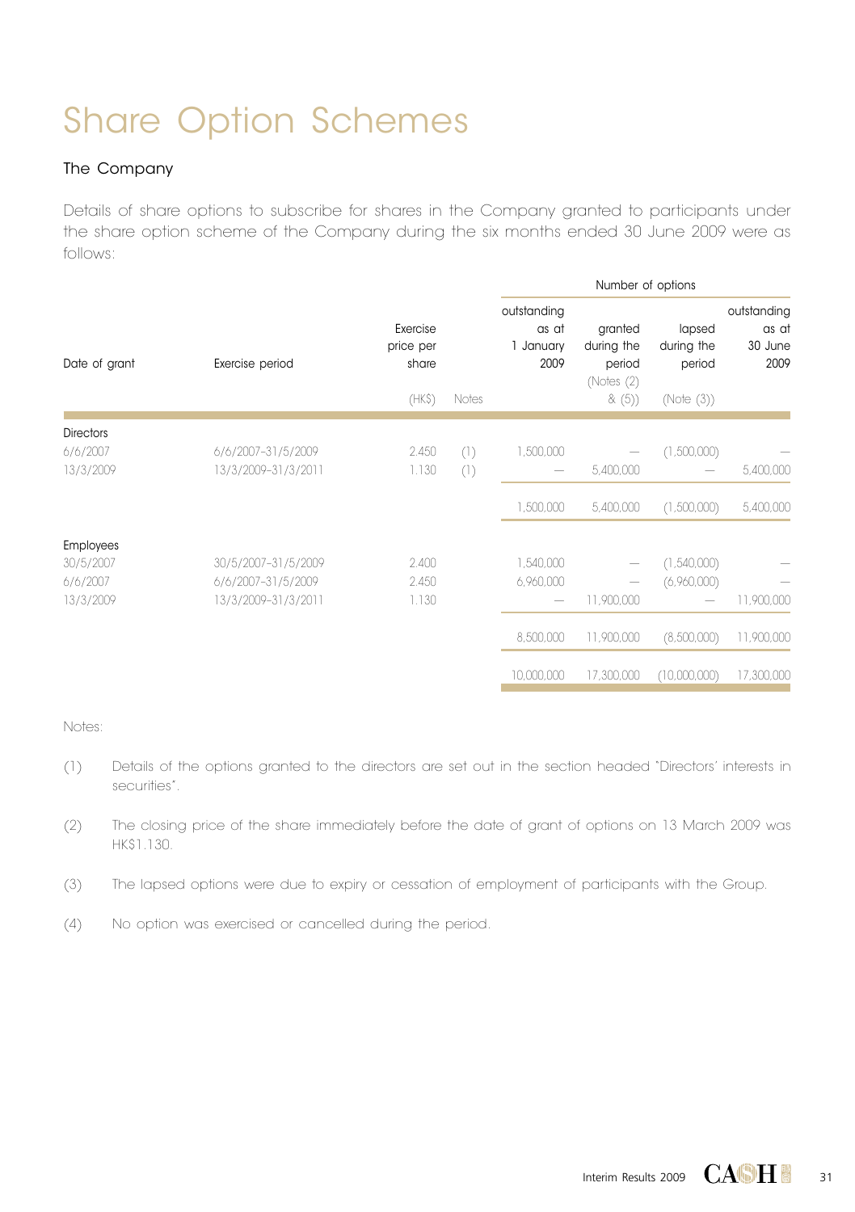# Share Option Schemes

## The Company

Details of share options to subscribe for shares in the Company granted to participants under the share option scheme of the Company during the six months ended 30 June 2009 were as follows:

| Date of grant | Exercise period | Exercise price per share (HK$) | Notes | Number of options: outstanding as at 1 January 2009 | granted during the period (Notes (2) & (5)) | lapsed during the period (Note (3)) | outstanding as at 30 June 2009 |
|---|---|---|---|---|---|---|---|
| **Directors** | | | | | | | |
| 6/6/2007 | 6/6/2007–31/5/2009 | 2.450 | (1) | 1,500,000 | — | (1,500,000) | — |
| 13/3/2009 | 13/3/2009–31/3/2011 | 1.130 | (1) | — | 5,400,000 | — | 5,400,000 |
| | | | | 1,500,000 | 5,400,000 | (1,500,000) | 5,400,000 |
| **Employees** | | | | | | | |
| 30/5/2007 | 30/5/2007–31/5/2009 | 2.400 | | 1,540,000 | — | (1,540,000) | — |
| 6/6/2007 | 6/6/2007–31/5/2009 | 2.450 | | 6,960,000 | — | (6,960,000) | — |
| 13/3/2009 | 13/3/2009–31/3/2011 | 1.130 | | — | 11,900,000 | — | 11,900,000 |
| | | | | 8,500,000 | 11,900,000 | (8,500,000) | 11,900,000 |
| | | | | 10,000,000 | 17,300,000 | (10,000,000) | 17,300,000 |

Notes:

(1) Details of the options granted to the directors are set out in the section headed "Directors' interests in securities".

(2) The closing price of the share immediately before the date of grant of options on 13 March 2009 was HK$1.130.

(3) The lapsed options were due to expiry or cessation of employment of participants with the Group.

(4) No option was exercised or cancelled during the period.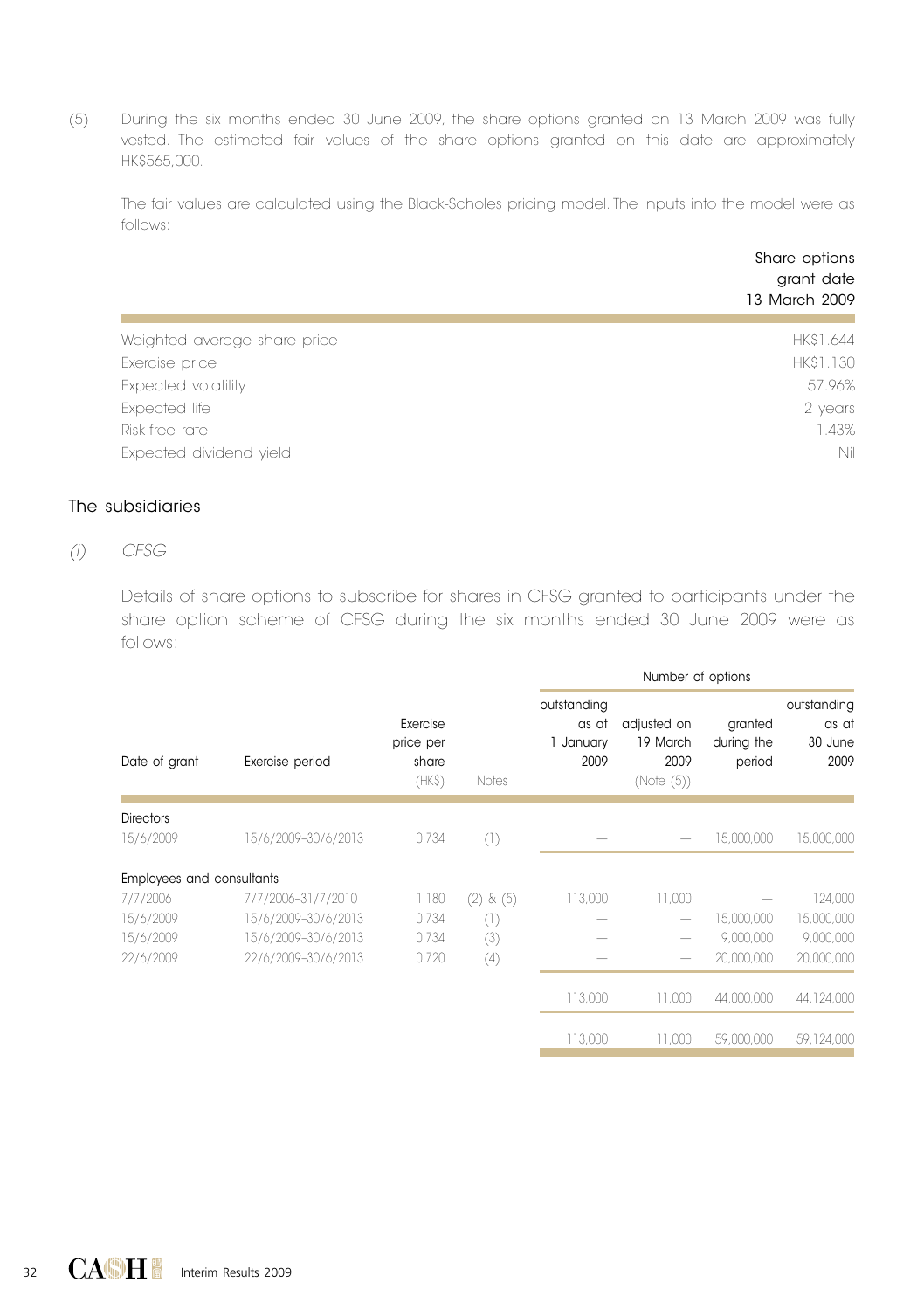(5) During the six months ended 30 June 2009, the share options granted on 13 March 2009 was fully vested. The estimated fair values of the share options granted on this date are approximately HK$565,000.

The fair values are calculated using the Black-Scholes pricing model. The inputs into the model were as follows:

| | Share options grant date 13 March 2009 |
|---|---|
| Weighted average share price | HK$1.644 |
| Exercise price | HK$1.130 |
| Expected volatility | 57.96% |
| Expected life | 2 years |
| Risk-free rate | 1.43% |
| Expected dividend yield | Nil |

## The subsidiaries

*(i) CFSG*

Details of share options to subscribe for shares in CFSG granted to participants under the share option scheme of CFSG during the six months ended 30 June 2009 were as follows:

| | | | | Number of options | | | |
|---|---|---|---|---|---|---|---|
| Date of grant | Exercise period | Exercise price per share (HK$) | Notes | outstanding as at 1 January 2009 | adjusted on 19 March 2009 (Note (5)) | granted during the period | outstanding as at 30 June 2009 |
| **Directors** | | | | | | | |
| 15/6/2009 | 15/6/2009–30/6/2013 | 0.734 | (1) | — | — | 15,000,000 | 15,000,000 |
| **Employees and consultants** | | | | | | | |
| 7/7/2006 | 7/7/2006–31/7/2010 | 1.180 | (2) & (5) | 113,000 | 11,000 | — | 124,000 |
| 15/6/2009 | 15/6/2009–30/6/2013 | 0.734 | (1) | — | — | 15,000,000 | 15,000,000 |
| 15/6/2009 | 15/6/2009–30/6/2013 | 0.734 | (3) | — | — | 9,000,000 | 9,000,000 |
| 22/6/2009 | 22/6/2009–30/6/2013 | 0.720 | (4) | — | — | 20,000,000 | 20,000,000 |
| | | | | 113,000 | 11,000 | 44,000,000 | 44,124,000 |
| | | | | 113,000 | 11,000 | 59,000,000 | 59,124,000 |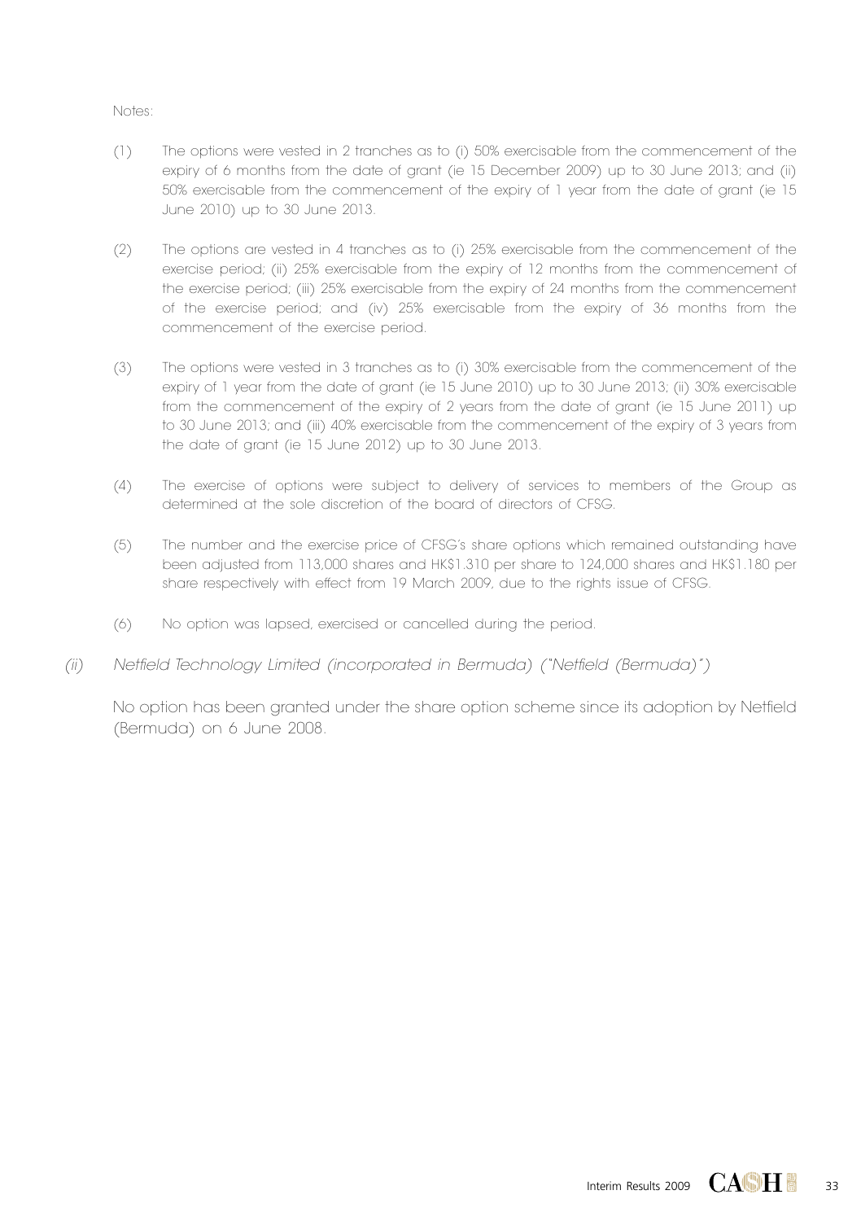Notes:

(1) The options were vested in 2 tranches as to (i) 50% exercisable from the commencement of the expiry of 6 months from the date of grant (ie 15 December 2009) up to 30 June 2013; and (ii) 50% exercisable from the commencement of the expiry of 1 year from the date of grant (ie 15 June 2010) up to 30 June 2013.

(2) The options are vested in 4 tranches as to (i) 25% exercisable from the commencement of the exercise period; (ii) 25% exercisable from the expiry of 12 months from the commencement of the exercise period; (iii) 25% exercisable from the expiry of 24 months from the commencement of the exercise period; and (iv) 25% exercisable from the expiry of 36 months from the commencement of the exercise period.

(3) The options were vested in 3 tranches as to (i) 30% exercisable from the commencement of the expiry of 1 year from the date of grant (ie 15 June 2010) up to 30 June 2013; (ii) 30% exercisable from the commencement of the expiry of 2 years from the date of grant (ie 15 June 2011) up to 30 June 2013; and (iii) 40% exercisable from the commencement of the expiry of 3 years from the date of grant (ie 15 June 2012) up to 30 June 2013.

(4) The exercise of options were subject to delivery of services to members of the Group as determined at the sole discretion of the board of directors of CFSG.

(5) The number and the exercise price of CFSG's share options which remained outstanding have been adjusted from 113,000 shares and HK$1.310 per share to 124,000 shares and HK$1.180 per share respectively with effect from 19 March 2009, due to the rights issue of CFSG.

(6) No option was lapsed, exercised or cancelled during the period.

*(ii) Netfield Technology Limited (incorporated in Bermuda) ("Netfield (Bermuda)")*

No option has been granted under the share option scheme since its adoption by Netfield (Bermuda) on 6 June 2008.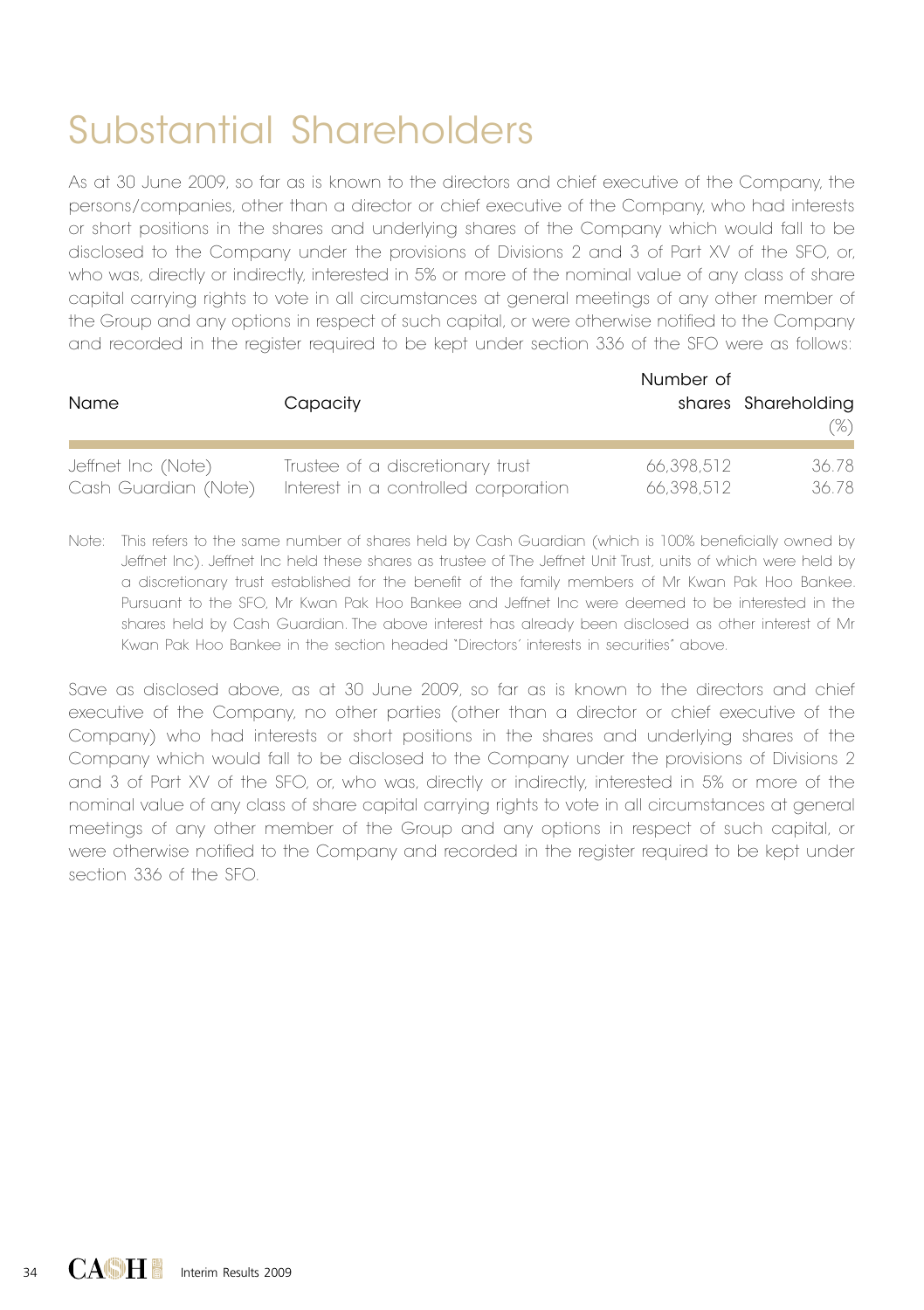# Substantial Shareholders

As at 30 June 2009, so far as is known to the directors and chief executive of the Company, the persons/companies, other than a director or chief executive of the Company, who had interests or short positions in the shares and underlying shares of the Company which would fall to be disclosed to the Company under the provisions of Divisions 2 and 3 of Part XV of the SFO, or, who was, directly or indirectly, interested in 5% or more of the nominal value of any class of share capital carrying rights to vote in all circumstances at general meetings of any other member of the Group and any options in respect of such capital, or were otherwise notified to the Company and recorded in the register required to be kept under section 336 of the SFO were as follows:

| Name | Capacity | Number of shares | Shareholding (%) |
|---|---|---|---|
| Jeffnet Inc (Note) | Trustee of a discretionary trust | 66,398,512 | 36.78 |
| Cash Guardian (Note) | Interest in a controlled corporation | 66,398,512 | 36.78 |

Note: This refers to the same number of shares held by Cash Guardian (which is 100% beneficially owned by Jeffnet Inc). Jeffnet Inc held these shares as trustee of The Jeffnet Unit Trust, units of which were held by a discretionary trust established for the benefit of the family members of Mr Kwan Pak Hoo Bankee. Pursuant to the SFO, Mr Kwan Pak Hoo Bankee and Jeffnet Inc were deemed to be interested in the shares held by Cash Guardian. The above interest has already been disclosed as other interest of Mr Kwan Pak Hoo Bankee in the section headed "Directors' interests in securities" above.

Save as disclosed above, as at 30 June 2009, so far as is known to the directors and chief executive of the Company, no other parties (other than a director or chief executive of the Company) who had interests or short positions in the shares and underlying shares of the Company which would fall to be disclosed to the Company under the provisions of Divisions 2 and 3 of Part XV of the SFO, or, who was, directly or indirectly, interested in 5% or more of the nominal value of any class of share capital carrying rights to vote in all circumstances at general meetings of any other member of the Group and any options in respect of such capital, or were otherwise notified to the Company and recorded in the register required to be kept under section 336 of the SFO.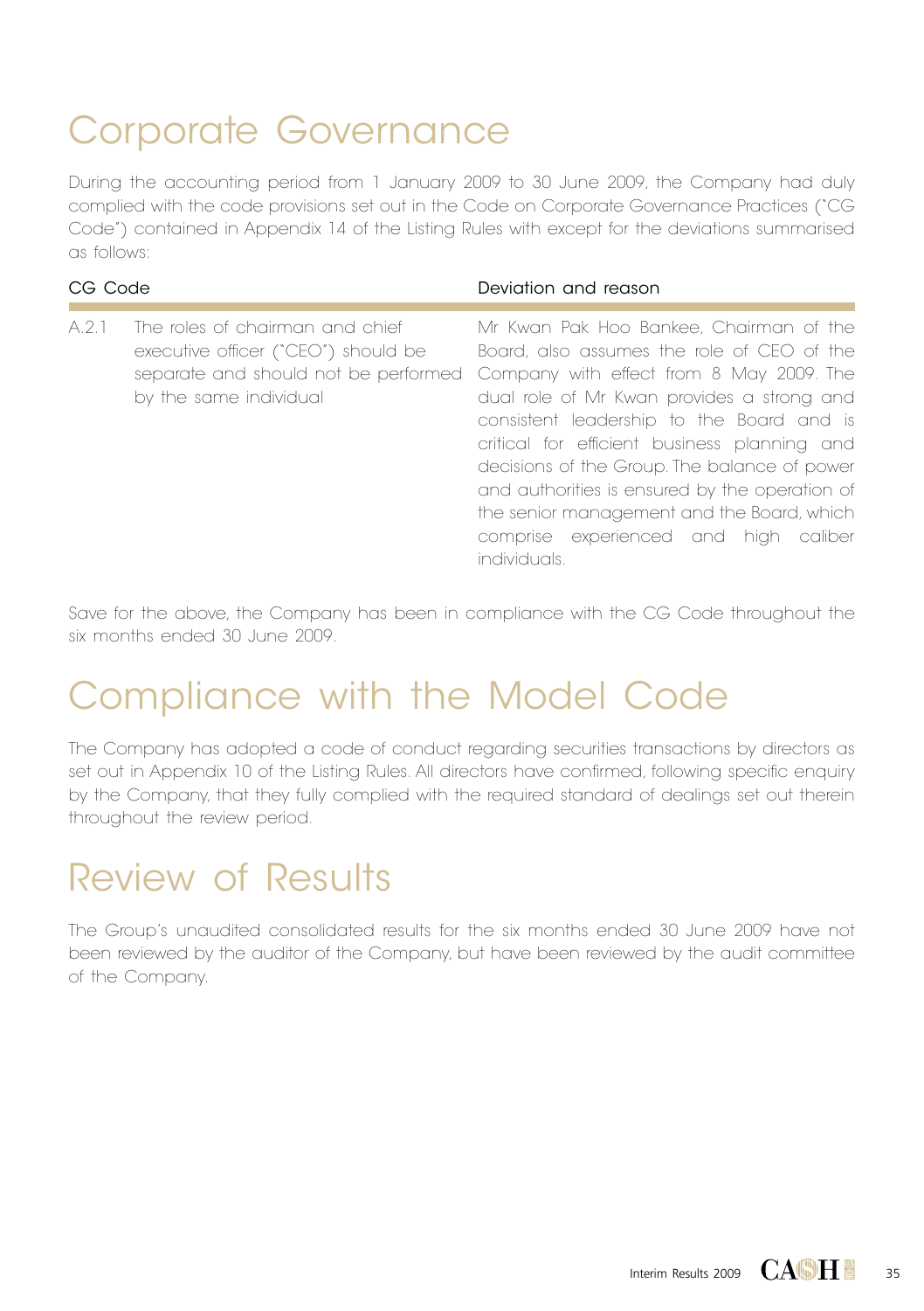# Corporate Governance

During the accounting period from 1 January 2009 to 30 June 2009, the Company had duly complied with the code provisions set out in the Code on Corporate Governance Practices ("CG Code") contained in Appendix 14 of the Listing Rules with except for the deviations summarised as follows:

| CG Code | | Deviation and reason |
|---|---|---|
| A.2.1 | The roles of chairman and chief executive officer ("CEO") should be separate and should not be performed by the same individual | Mr Kwan Pak Hoo Bankee, Chairman of the Board, also assumes the role of CEO of the Company with effect from 8 May 2009. The dual role of Mr Kwan provides a strong and consistent leadership to the Board and is critical for efficient business planning and decisions of the Group. The balance of power and authorities is ensured by the operation of the senior management and the Board, which comprise experienced and high caliber individuals. |

Save for the above, the Company has been in compliance with the CG Code throughout the six months ended 30 June 2009.

# Compliance with the Model Code

The Company has adopted a code of conduct regarding securities transactions by directors as set out in Appendix 10 of the Listing Rules. All directors have confirmed, following specific enquiry by the Company, that they fully complied with the required standard of dealings set out therein throughout the review period.

# Review of Results

The Group's unaudited consolidated results for the six months ended 30 June 2009 have not been reviewed by the auditor of the Company, but have been reviewed by the audit committee of the Company.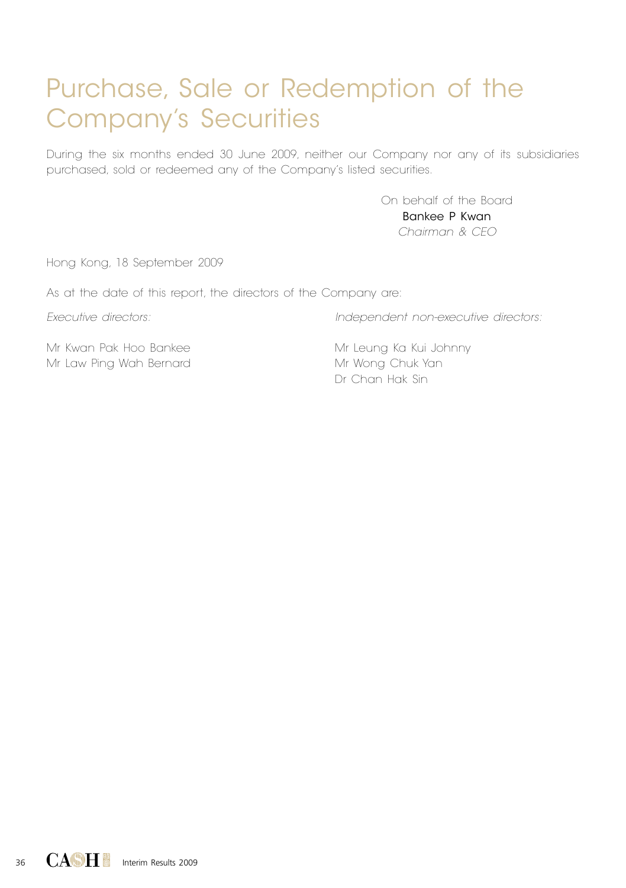# Purchase, Sale or Redemption of the Company's Securities

During the six months ended 30 June 2009, neither our Company nor any of its subsidiaries purchased, sold or redeemed any of the Company's listed securities.

On behalf of the Board
Bankee P Kwan
*Chairman & CEO*

Hong Kong, 18 September 2009

As at the date of this report, the directors of the Company are:

*Executive directors:*

Mr Kwan Pak Hoo Bankee
Mr Law Ping Wah Bernard

*Independent non-executive directors:*

Mr Leung Ka Kui Johnny
Mr Wong Chuk Yan
Dr Chan Hak Sin